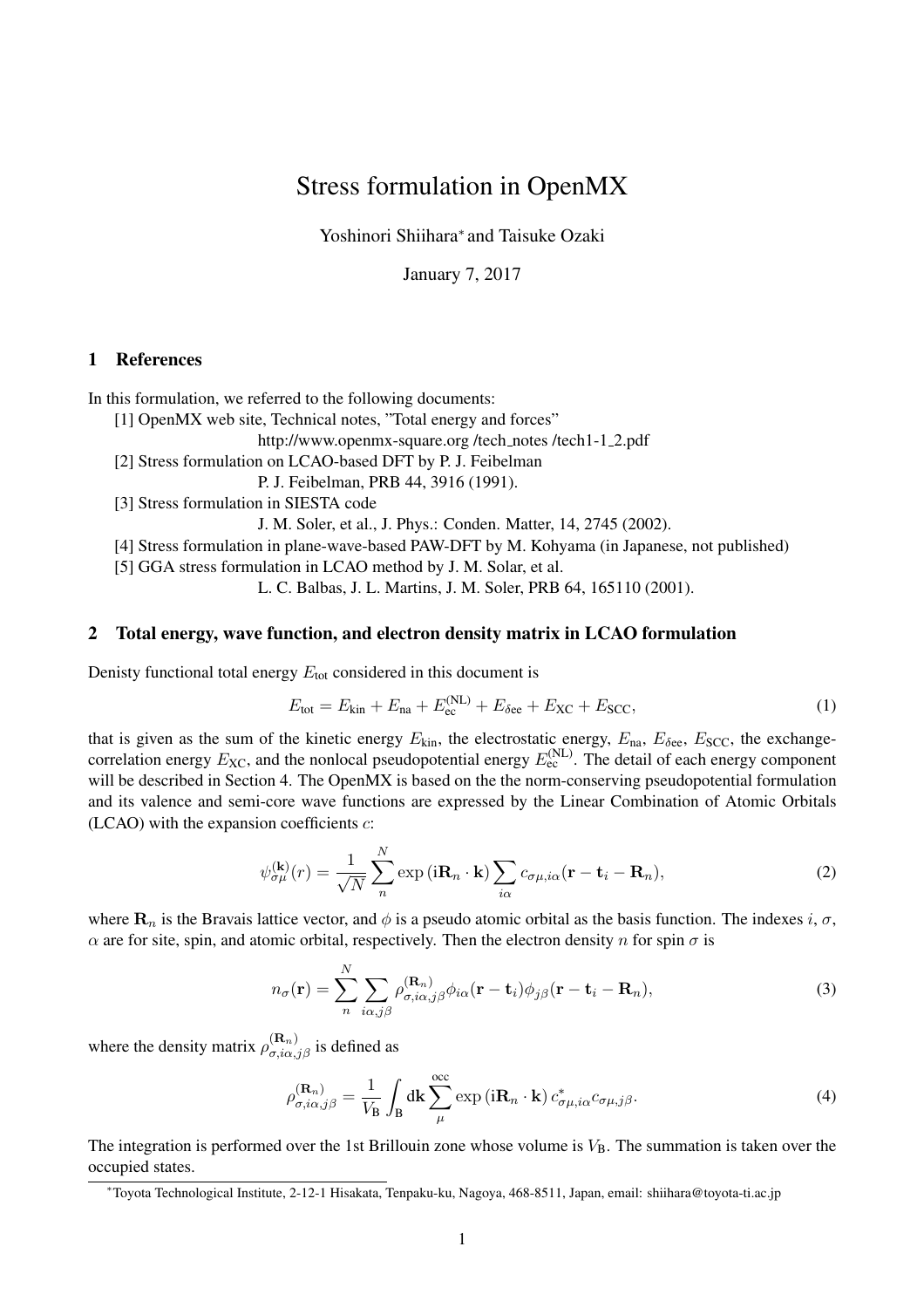# Stress formulation in OpenMX

Yoshinori Shiihara* and Taisuke Ozaki

January 7, 2017

## 1 References

In this formulation, we referred to the following documents:

[1] OpenMX web site, Technical notes, "Total energy and forces"
http://www.openmx-square.org /tech_notes /tech1-1_2.pdf

[2] Stress formulation on LCAO-based DFT by P. J. Feibelman
P. J. Feibelman, PRB 44, 3916 (1991).

[3] Stress formulation in SIESTA code
J. M. Soler, et al., J. Phys.: Conden. Matter, 14, 2745 (2002).

[4] Stress formulation in plane-wave-based PAW-DFT by M. Kohyama (in Japanese, not published)

[5] GGA stress formulation in LCAO method by J. M. Solar, et al.
L. C. Balbas, J. L. Martins, J. M. Soler, PRB 64, 165110 (2001).

## 2 Total energy, wave function, and electron density matrix in LCAO formulation

Denisty functional total energy $E_{\rm tot}$ considered in this document is

$$E_{\rm tot} = E_{\rm kin} + E_{\rm na} + E_{\rm ec}^{\rm (NL)} + E_{\delta{\rm ee}} + E_{\rm XC} + E_{\rm SCC}, \tag{1}$$

that is given as the sum of the kinetic energy $E_{\rm kin}$, the electrostatic energy, $E_{\rm na}$, $E_{\delta{\rm ee}}$, $E_{\rm SCC}$, the exchange-correlation energy $E_{\rm XC}$, and the nonlocal pseudopotential energy $E_{\rm ec}^{\rm (NL)}$. The detail of each energy component will be described in Section 4. The OpenMX is based on the the norm-conserving pseudopotential formulation and its valence and semi-core wave functions are expressed by the Linear Combination of Atomic Orbitals (LCAO) with the expansion coefficients $c$:

$$\psi_{\sigma\mu}^{(\mathbf{k})}(r) = \frac{1}{\sqrt{N}} \sum_{n}^{N} \exp\left({\rm i}\mathbf{R}_n \cdot \mathbf{k}\right) \sum_{i\alpha} c_{\sigma\mu,i\alpha}(\mathbf{r} - \mathbf{t}_i - \mathbf{R}_n), \tag{2}$$

where $\mathbf{R}_n$ is the Bravais lattice vector, and $\phi$ is a pseudo atomic orbital as the basis function. The indexes $i$, $\sigma$, $\alpha$ are for site, spin, and atomic orbital, respectively. Then the electron density $n$ for spin $\sigma$ is

$$n_\sigma(\mathbf{r}) = \sum_{n}^{N} \sum_{i\alpha,j\beta} \rho_{\sigma,i\alpha,j\beta}^{(\mathbf{R}_n)} \phi_{i\alpha}(\mathbf{r} - \mathbf{t}_i) \phi_{j\beta}(\mathbf{r} - \mathbf{t}_i - \mathbf{R}_n), \tag{3}$$

where the density matrix $\rho_{\sigma,i\alpha,j\beta}^{(\mathbf{R}_n)}$ is defined as

$$\rho_{\sigma,i\alpha,j\beta}^{(\mathbf{R}_n)} = \frac{1}{V_{\rm B}} \int_{\rm B} {\rm d}\mathbf{k} \sum_{\mu}^{\rm occ} \exp\left({\rm i}\mathbf{R}_n \cdot \mathbf{k}\right) c_{\sigma\mu,i\alpha}^{*} c_{\sigma\mu,j\beta}. \tag{4}$$

The integration is performed over the 1st Brillouin zone whose volume is $V_{\rm B}$. The summation is taken over the occupied states.

*Toyota Technological Institute, 2-12-1 Hisakata, Tenpaku-ku, Nagoya, 468-8511, Japan, email: shiihara@toyota-ti.ac.jp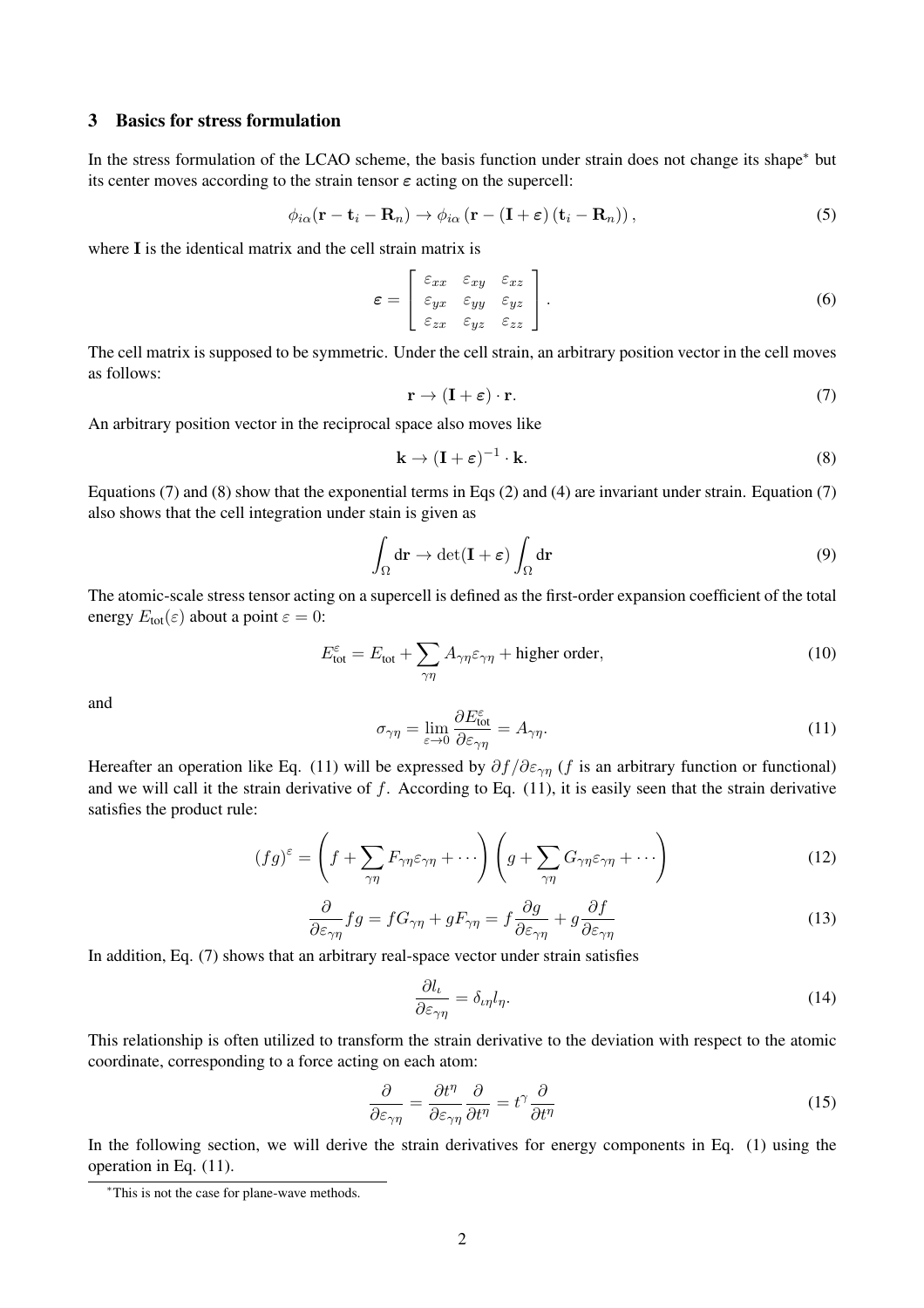## 3 Basics for stress formulation

In the stress formulation of the LCAO scheme, the basis function under strain does not change its shape[*] but its center moves according to the strain tensor $\boldsymbol{\varepsilon}$ acting on the supercell:

$$\phi_{i\alpha}(\mathbf{r}-\mathbf{t}_i-\mathbf{R}_n) \rightarrow \phi_{i\alpha}\left(\mathbf{r}-(\mathbf{I}+\boldsymbol{\varepsilon})\left(\mathbf{t}_i-\mathbf{R}_n\right)\right), \tag{5}$$

where $\mathbf{I}$ is the identical matrix and the cell strain matrix is

$$\boldsymbol{\varepsilon} = \left[\begin{array}{ccc} \varepsilon_{xx} & \varepsilon_{xy} & \varepsilon_{xz} \\ \varepsilon_{yx} & \varepsilon_{yy} & \varepsilon_{yz} \\ \varepsilon_{zx} & \varepsilon_{yz} & \varepsilon_{zz} \end{array}\right]. \tag{6}$$

The cell matrix is supposed to be symmetric. Under the cell strain, an arbitrary position vector in the cell moves as follows:

$$\mathbf{r} \rightarrow (\mathbf{I}+\boldsymbol{\varepsilon})\cdot\mathbf{r}. \tag{7}$$

An arbitrary position vector in the reciprocal space also moves like

$$\mathbf{k} \rightarrow (\mathbf{I}+\boldsymbol{\varepsilon})^{-1}\cdot\mathbf{k}. \tag{8}$$

Equations (7) and (8) show that the exponential terms in Eqs (2) and (4) are invariant under strain. Equation (7) also shows that the cell integration under stain is given as

$$\int_\Omega \mathrm{d}\mathbf{r} \rightarrow \det(\mathbf{I}+\boldsymbol{\varepsilon})\int_\Omega \mathrm{d}\mathbf{r} \tag{9}$$

The atomic-scale stress tensor acting on a supercell is defined as the first-order expansion coefficient of the total energy $E_{\text{tot}}(\varepsilon)$ about a point $\varepsilon = 0$:

$$E_{\text{tot}}^{\varepsilon} = E_{\text{tot}} + \sum_{\gamma\eta} A_{\gamma\eta}\varepsilon_{\gamma\eta} + \text{higher order}, \tag{10}$$

and

$$\sigma_{\gamma\eta} = \lim_{\varepsilon\to 0}\frac{\partial E_{\text{tot}}^{\varepsilon}}{\partial \varepsilon_{\gamma\eta}} = A_{\gamma\eta}. \tag{11}$$

Hereafter an operation like Eq. (11) will be expressed by $\partial f/\partial\varepsilon_{\gamma\eta}$ ($f$ is an arbitrary function or functional) and we will call it the strain derivative of $f$. According to Eq. (11), it is easily seen that the strain derivative satisfies the product rule:

$$(fg)^{\varepsilon} = \left(f + \sum_{\gamma\eta} F_{\gamma\eta}\varepsilon_{\gamma\eta} + \cdots\right)\left(g + \sum_{\gamma\eta} G_{\gamma\eta}\varepsilon_{\gamma\eta} + \cdots\right) \tag{12}$$

$$\frac{\partial}{\partial\varepsilon_{\gamma\eta}} fg = fG_{\gamma\eta} + gF_{\gamma\eta} = f\frac{\partial g}{\partial\varepsilon_{\gamma\eta}} + g\frac{\partial f}{\partial\varepsilon_{\gamma\eta}} \tag{13}$$

In addition, Eq. (7) shows that an arbitrary real-space vector under strain satisfies

$$\frac{\partial l_\iota}{\partial\varepsilon_{\gamma\eta}} = \delta_{\iota\eta} l_\eta. \tag{14}$$

This relationship is often utilized to transform the strain derivative to the deviation with respect to the atomic coordinate, corresponding to a force acting on each atom:

$$\frac{\partial}{\partial\varepsilon_{\gamma\eta}} = \frac{\partial t^\eta}{\partial\varepsilon_{\gamma\eta}}\frac{\partial}{\partial t^\eta} = t^\gamma\frac{\partial}{\partial t^\eta} \tag{15}$$

In the following section, we will derive the strain derivatives for energy components in Eq. (1) using the operation in Eq. (11).

[*]This is not the case for plane-wave methods.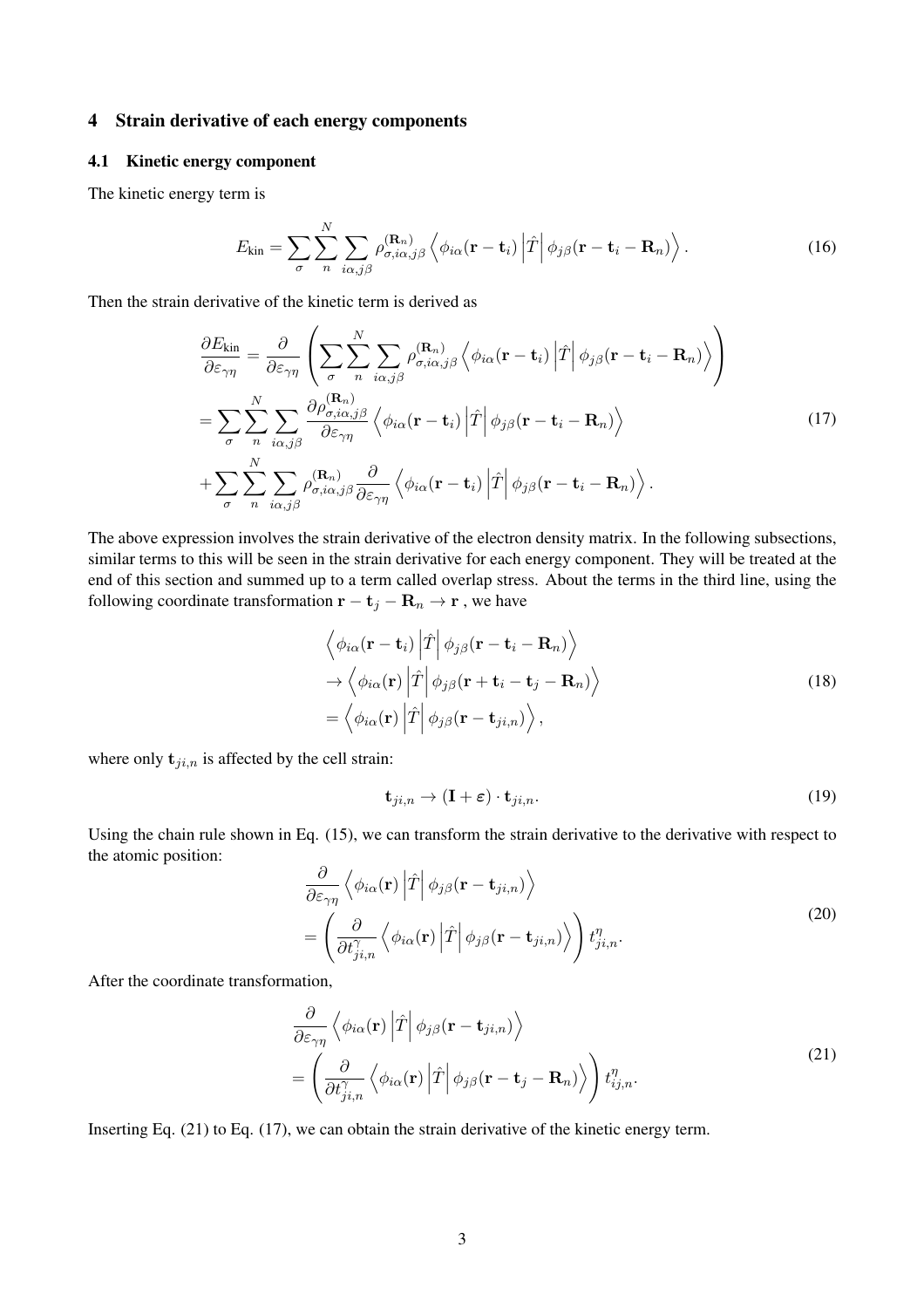## 4 Strain derivative of each energy components

### 4.1 Kinetic energy component

The kinetic energy term is

$$E_{\text{kin}} = \sum_{\sigma} \sum_{n}^{N} \sum_{i\alpha, j\beta} \rho_{\sigma, i\alpha, j\beta}^{(\mathbf{R}_n)} \left\langle \phi_{i\alpha}(\mathbf{r} - \mathbf{t}_i) \left| \hat{T} \right| \phi_{j\beta}(\mathbf{r} - \mathbf{t}_i - \mathbf{R}_n) \right\rangle. \tag{16}$$

Then the strain derivative of the kinetic term is derived as

$$\begin{aligned}
\frac{\partial E_{\text{kin}}}{\partial \varepsilon_{\gamma\eta}} &= \frac{\partial}{\partial \varepsilon_{\gamma\eta}} \left( \sum_{\sigma} \sum_{n}^{N} \sum_{i\alpha, j\beta} \rho_{\sigma, i\alpha, j\beta}^{(\mathbf{R}_n)} \left\langle \phi_{i\alpha}(\mathbf{r} - \mathbf{t}_i) \left| \hat{T} \right| \phi_{j\beta}(\mathbf{r} - \mathbf{t}_i - \mathbf{R}_n) \right\rangle \right) \\
&= \sum_{\sigma} \sum_{n}^{N} \sum_{i\alpha, j\beta} \frac{\partial \rho_{\sigma, i\alpha, j\beta}^{(\mathbf{R}_n)}}{\partial \varepsilon_{\gamma\eta}} \left\langle \phi_{i\alpha}(\mathbf{r} - \mathbf{t}_i) \left| \hat{T} \right| \phi_{j\beta}(\mathbf{r} - \mathbf{t}_i - \mathbf{R}_n) \right\rangle \\
&+ \sum_{\sigma} \sum_{n}^{N} \sum_{i\alpha, j\beta} \rho_{\sigma, i\alpha, j\beta}^{(\mathbf{R}_n)} \frac{\partial}{\partial \varepsilon_{\gamma\eta}} \left\langle \phi_{i\alpha}(\mathbf{r} - \mathbf{t}_i) \left| \hat{T} \right| \phi_{j\beta}(\mathbf{r} - \mathbf{t}_i - \mathbf{R}_n) \right\rangle.
\end{aligned} \tag{17}$$

The above expression involves the strain derivative of the electron density matrix. In the following subsections, similar terms to this will be seen in the strain derivative for each energy component. They will be treated at the end of this section and summed up to a term called overlap stress. About the terms in the third line, using the following coordinate transformation $\mathbf{r} - \mathbf{t}_j - \mathbf{R}_n \to \mathbf{r}$ , we have

$$\begin{aligned}
&\left\langle \phi_{i\alpha}(\mathbf{r} - \mathbf{t}_i) \left| \hat{T} \right| \phi_{j\beta}(\mathbf{r} - \mathbf{t}_i - \mathbf{R}_n) \right\rangle \\
&\to \left\langle \phi_{i\alpha}(\mathbf{r}) \left| \hat{T} \right| \phi_{j\beta}(\mathbf{r} + \mathbf{t}_i - \mathbf{t}_j - \mathbf{R}_n) \right\rangle \\
&= \left\langle \phi_{i\alpha}(\mathbf{r}) \left| \hat{T} \right| \phi_{j\beta}(\mathbf{r} - \mathbf{t}_{ji,n}) \right\rangle,
\end{aligned} \tag{18}$$

where only $\mathbf{t}_{ji,n}$ is affected by the cell strain:

$$\mathbf{t}_{ji,n} \to (\mathbf{I} + \boldsymbol{\varepsilon}) \cdot \mathbf{t}_{ji,n}. \tag{19}$$

Using the chain rule shown in Eq. (15), we can transform the strain derivative to the derivative with respect to the atomic position:

$$\begin{aligned}
&\frac{\partial}{\partial \varepsilon_{\gamma\eta}} \left\langle \phi_{i\alpha}(\mathbf{r}) \left| \hat{T} \right| \phi_{j\beta}(\mathbf{r} - \mathbf{t}_{ji,n}) \right\rangle \\
&= \left( \frac{\partial}{\partial t_{ji,n}^{\gamma}} \left\langle \phi_{i\alpha}(\mathbf{r}) \left| \hat{T} \right| \phi_{j\beta}(\mathbf{r} - \mathbf{t}_{ji,n}) \right\rangle \right) t_{ji,n}^{\eta}.
\end{aligned} \tag{20}$$

After the coordinate transformation,

$$\begin{aligned}
&\frac{\partial}{\partial \varepsilon_{\gamma\eta}} \left\langle \phi_{i\alpha}(\mathbf{r}) \left| \hat{T} \right| \phi_{j\beta}(\mathbf{r} - \mathbf{t}_{ji,n}) \right\rangle \\
&= \left( \frac{\partial}{\partial t_{ji,n}^{\gamma}} \left\langle \phi_{i\alpha}(\mathbf{r}) \left| \hat{T} \right| \phi_{j\beta}(\mathbf{r} - \mathbf{t}_j - \mathbf{R}_n) \right\rangle \right) t_{ij,n}^{\eta}.
\end{aligned} \tag{21}$$

Inserting Eq. (21) to Eq. (17), we can obtain the strain derivative of the kinetic energy term.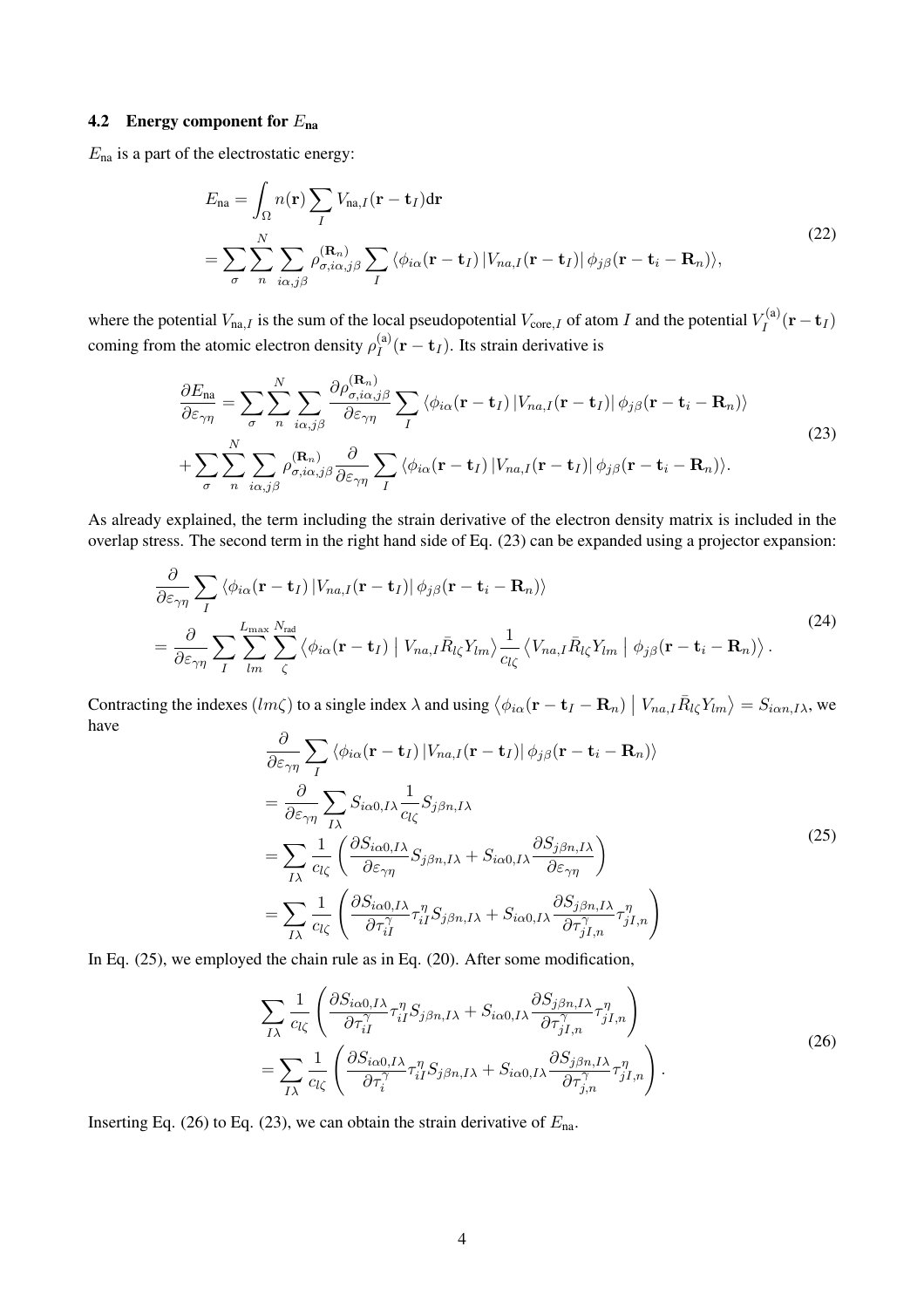### 4.2 Energy component for $E_{\text{na}}$

$E_{\text{na}}$ is a part of the electrostatic energy:

$$
\begin{aligned}
E_{\text{na}} &= \int_{\Omega} n(\mathbf{r}) \sum_{I} V_{\text{na},I}(\mathbf{r}-\mathbf{t}_I)\mathrm{d}\mathbf{r} \\
&= \sum_{\sigma} \sum_{n}^{N} \sum_{i\alpha,j\beta} \rho_{\sigma,i\alpha,j\beta}^{(\mathbf{R}_n)} \sum_{I} \langle \phi_{i\alpha}(\mathbf{r}-\mathbf{t}_I) \left| V_{na,I}(\mathbf{r}-\mathbf{t}_I) \right| \phi_{j\beta}(\mathbf{r}-\mathbf{t}_i-\mathbf{R}_n) \rangle,
\end{aligned}
\tag{22}
$$

where the potential $V_{\text{na},I}$ is the sum of the local pseudopotential $V_{\text{core},I}$ of atom $I$ and the potential $V_I^{(\text{a})}(\mathbf{r}-\mathbf{t}_I)$ coming from the atomic electron density $\rho_I^{(\text{a})}(\mathbf{r}-\mathbf{t}_I)$. Its strain derivative is

$$
\begin{aligned}
\frac{\partial E_{\text{na}}}{\partial \varepsilon_{\gamma\eta}} &= \sum_{\sigma} \sum_{n}^{N} \sum_{i\alpha,j\beta} \frac{\partial \rho_{\sigma,i\alpha,j\beta}^{(\mathbf{R}_n)}}{\partial \varepsilon_{\gamma\eta}} \sum_{I} \langle \phi_{i\alpha}(\mathbf{r}-\mathbf{t}_I) \left| V_{na,I}(\mathbf{r}-\mathbf{t}_I) \right| \phi_{j\beta}(\mathbf{r}-\mathbf{t}_i-\mathbf{R}_n) \rangle \\
&+ \sum_{\sigma} \sum_{n}^{N} \sum_{i\alpha,j\beta} \rho_{\sigma,i\alpha,j\beta}^{(\mathbf{R}_n)} \frac{\partial}{\partial \varepsilon_{\gamma\eta}} \sum_{I} \langle \phi_{i\alpha}(\mathbf{r}-\mathbf{t}_I) \left| V_{na,I}(\mathbf{r}-\mathbf{t}_I) \right| \phi_{j\beta}(\mathbf{r}-\mathbf{t}_i-\mathbf{R}_n) \rangle.
\end{aligned}
\tag{23}
$$

As already explained, the term including the strain derivative of the electron density matrix is included in the overlap stress. The second term in the right hand side of Eq. (23) can be expanded using a projector expansion:

$$
\begin{aligned}
&\frac{\partial}{\partial \varepsilon_{\gamma\eta}} \sum_{I} \langle \phi_{i\alpha}(\mathbf{r}-\mathbf{t}_I) \left| V_{na,I}(\mathbf{r}-\mathbf{t}_I) \right| \phi_{j\beta}(\mathbf{r}-\mathbf{t}_i-\mathbf{R}_n) \rangle \\
&= \frac{\partial}{\partial \varepsilon_{\gamma\eta}} \sum_{I} \sum_{lm}^{L_{\max}} \sum_{\zeta}^{N_{\text{rad}}} \left\langle \phi_{i\alpha}(\mathbf{r}-\mathbf{t}_I) \mid V_{na,I} \bar{R}_{l\zeta} Y_{lm} \right\rangle \frac{1}{c_{l\zeta}} \left\langle V_{na,I} \bar{R}_{l\zeta} Y_{lm} \mid \phi_{j\beta}(\mathbf{r}-\mathbf{t}_i-\mathbf{R}_n) \right\rangle.
\end{aligned}
\tag{24}
$$

Contracting the indexes $(lm\zeta)$ to a single index $\lambda$ and using $\left\langle \phi_{i\alpha}(\mathbf{r}-\mathbf{t}_I-\mathbf{R}_n) \mid V_{na,I} \bar{R}_{l\zeta} Y_{lm} \right\rangle = S_{i\alpha n,I\lambda}$, we have

$$
\begin{aligned}
&\frac{\partial}{\partial \varepsilon_{\gamma\eta}} \sum_{I} \langle \phi_{i\alpha}(\mathbf{r}-\mathbf{t}_I) \left| V_{na,I}(\mathbf{r}-\mathbf{t}_I) \right| \phi_{j\beta}(\mathbf{r}-\mathbf{t}_i-\mathbf{R}_n) \rangle \\
&= \frac{\partial}{\partial \varepsilon_{\gamma\eta}} \sum_{I\lambda} S_{i\alpha 0,I\lambda} \frac{1}{c_{l\zeta}} S_{j\beta n,I\lambda} \\
&= \sum_{I\lambda} \frac{1}{c_{l\zeta}} \left( \frac{\partial S_{i\alpha 0,I\lambda}}{\partial \varepsilon_{\gamma\eta}} S_{j\beta n,I\lambda} + S_{i\alpha 0,I\lambda} \frac{\partial S_{j\beta n,I\lambda}}{\partial \varepsilon_{\gamma\eta}} \right) \\
&= \sum_{I\lambda} \frac{1}{c_{l\zeta}} \left( \frac{\partial S_{i\alpha 0,I\lambda}}{\partial \tau_{iI}^{\gamma}} \tau_{iI}^{\eta} S_{j\beta n,I\lambda} + S_{i\alpha 0,I\lambda} \frac{\partial S_{j\beta n,I\lambda}}{\partial \tau_{jI,n}^{\gamma}} \tau_{jI,n}^{\eta} \right)
\end{aligned}
\tag{25}
$$

In Eq. (25), we employed the chain rule as in Eq. (20). After some modification,

$$
\begin{aligned}
&\sum_{I\lambda} \frac{1}{c_{l\zeta}} \left( \frac{\partial S_{i\alpha 0,I\lambda}}{\partial \tau_{iI}^{\gamma}} \tau_{iI}^{\eta} S_{j\beta n,I\lambda} + S_{i\alpha 0,I\lambda} \frac{\partial S_{j\beta n,I\lambda}}{\partial \tau_{jI,n}^{\gamma}} \tau_{jI,n}^{\eta} \right) \\
&= \sum_{I\lambda} \frac{1}{c_{l\zeta}} \left( \frac{\partial S_{i\alpha 0,I\lambda}}{\partial \tau_{i}^{\gamma}} \tau_{iI}^{\eta} S_{j\beta n,I\lambda} + S_{i\alpha 0,I\lambda} \frac{\partial S_{j\beta n,I\lambda}}{\partial \tau_{j,n}^{\gamma}} \tau_{jI,n}^{\eta} \right).
\end{aligned}
\tag{26}
$$

Inserting Eq. (26) to Eq. (23), we can obtain the strain derivative of $E_{\text{na}}$.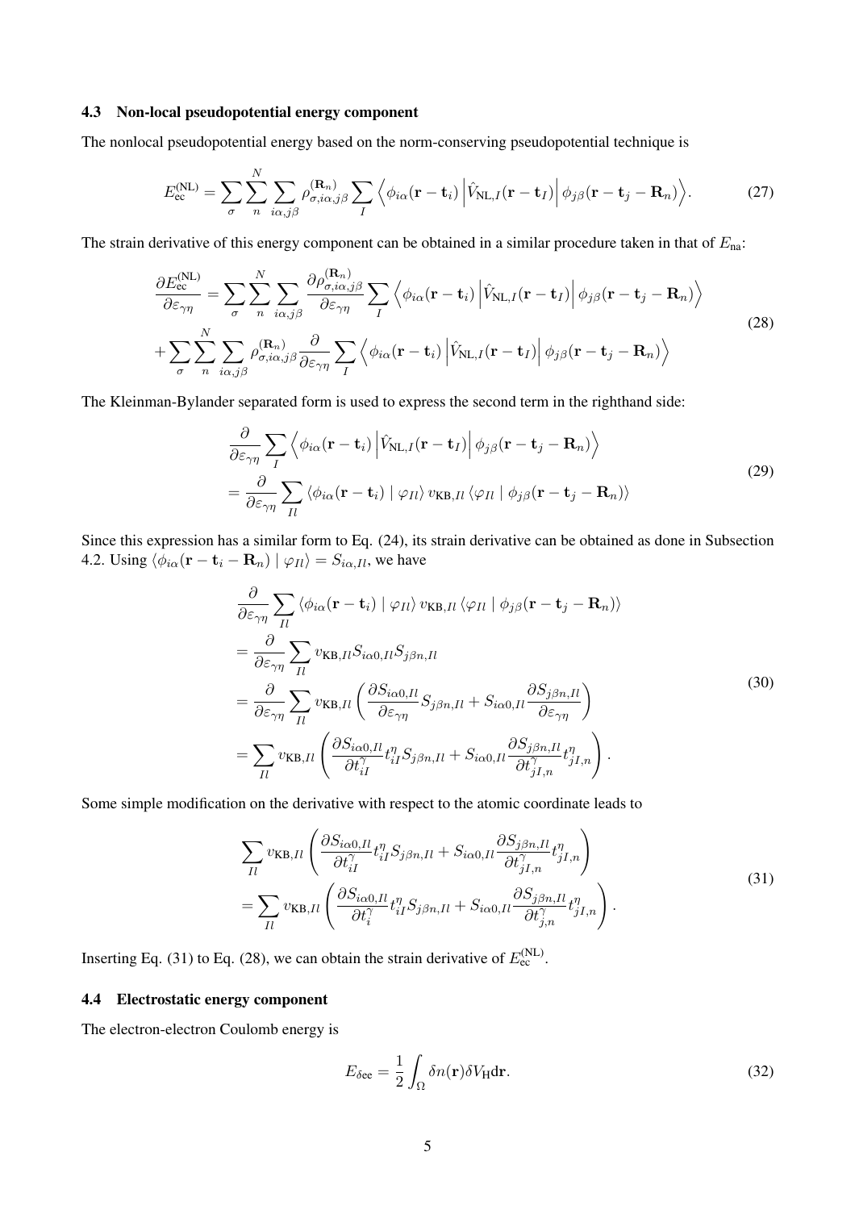### 4.3 Non-local pseudopotential energy component

The nonlocal pseudopotential energy based on the norm-conserving pseudopotential technique is

$$E_{\mathrm{ec}}^{(\mathrm{NL})}=\sum_{\sigma}\sum_{n}^{N}\sum_{i\alpha,j\beta}\rho_{\sigma,i\alpha,j\beta}^{(\mathbf{R}_n)}\sum_{I}\Big\langle\phi_{i\alpha}(\mathbf{r}-\mathbf{t}_i)\Big|\hat{V}_{\mathrm{NL},I}(\mathbf{r}-\mathbf{t}_I)\Big|\phi_{j\beta}(\mathbf{r}-\mathbf{t}_j-\mathbf{R}_n)\Big\rangle. \tag{27}$$

The strain derivative of this energy component can be obtained in a similar procedure taken in that of $E_{\mathrm{na}}$:

$$\begin{aligned}\frac{\partial E_{\mathrm{ec}}^{(\mathrm{NL})}}{\partial\varepsilon_{\gamma\eta}}&=\sum_{\sigma}\sum_{n}^{N}\sum_{i\alpha,j\beta}\frac{\partial\rho_{\sigma,i\alpha,j\beta}^{(\mathbf{R}_n)}}{\partial\varepsilon_{\gamma\eta}}\sum_{I}\Big\langle\phi_{i\alpha}(\mathbf{r}-\mathbf{t}_i)\Big|\hat{V}_{\mathrm{NL},I}(\mathbf{r}-\mathbf{t}_I)\Big|\phi_{j\beta}(\mathbf{r}-\mathbf{t}_j-\mathbf{R}_n)\Big\rangle\\&+\sum_{\sigma}\sum_{n}^{N}\sum_{i\alpha,j\beta}\rho_{\sigma,i\alpha,j\beta}^{(\mathbf{R}_n)}\frac{\partial}{\partial\varepsilon_{\gamma\eta}}\sum_{I}\Big\langle\phi_{i\alpha}(\mathbf{r}-\mathbf{t}_i)\Big|\hat{V}_{\mathrm{NL},I}(\mathbf{r}-\mathbf{t}_I)\Big|\phi_{j\beta}(\mathbf{r}-\mathbf{t}_j-\mathbf{R}_n)\Big\rangle\end{aligned} \tag{28}$$

The Kleinman-Bylander separated form is used to express the second term in the righthand side:

$$\begin{aligned}&\frac{\partial}{\partial\varepsilon_{\gamma\eta}}\sum_{I}\Big\langle\phi_{i\alpha}(\mathbf{r}-\mathbf{t}_i)\Big|\hat{V}_{\mathrm{NL},I}(\mathbf{r}-\mathbf{t}_I)\Big|\phi_{j\beta}(\mathbf{r}-\mathbf{t}_j-\mathbf{R}_n)\Big\rangle\\&=\frac{\partial}{\partial\varepsilon_{\gamma\eta}}\sum_{Il}\langle\phi_{i\alpha}(\mathbf{r}-\mathbf{t}_i)\mid\varphi_{Il}\rangle\,v_{\mathrm{KB},Il}\,\langle\varphi_{Il}\mid\phi_{j\beta}(\mathbf{r}-\mathbf{t}_j-\mathbf{R}_n)\rangle\end{aligned} \tag{29}$$

Since this expression has a similar form to Eq. (24), its strain derivative can be obtained as done in Subsection 4.2. Using $\langle\phi_{i\alpha}(\mathbf{r}-\mathbf{t}_i-\mathbf{R}_n)\mid\varphi_{Il}\rangle=S_{i\alpha,Il}$, we have

$$\begin{aligned}&\frac{\partial}{\partial\varepsilon_{\gamma\eta}}\sum_{Il}\langle\phi_{i\alpha}(\mathbf{r}-\mathbf{t}_i)\mid\varphi_{Il}\rangle\,v_{\mathrm{KB},Il}\,\langle\varphi_{Il}\mid\phi_{j\beta}(\mathbf{r}-\mathbf{t}_j-\mathbf{R}_n)\rangle\\&=\frac{\partial}{\partial\varepsilon_{\gamma\eta}}\sum_{Il}v_{\mathrm{KB},Il}S_{i\alpha0,Il}S_{j\beta n,Il}\\&=\frac{\partial}{\partial\varepsilon_{\gamma\eta}}\sum_{Il}v_{\mathrm{KB},Il}\left(\frac{\partial S_{i\alpha0,Il}}{\partial\varepsilon_{\gamma\eta}}S_{j\beta n,Il}+S_{i\alpha0,Il}\frac{\partial S_{j\beta n,Il}}{\partial\varepsilon_{\gamma\eta}}\right)\\&=\sum_{Il}v_{\mathrm{KB},Il}\left(\frac{\partial S_{i\alpha0,Il}}{\partial t_{iI}^{\gamma}}t_{iI}^{\eta}S_{j\beta n,Il}+S_{i\alpha0,Il}\frac{\partial S_{j\beta n,Il}}{\partial t_{jI,n}^{\gamma}}t_{jI,n}^{\eta}\right).\end{aligned} \tag{30}$$

Some simple modification on the derivative with respect to the atomic coordinate leads to

$$\begin{aligned}&\sum_{Il}v_{\mathrm{KB},Il}\left(\frac{\partial S_{i\alpha0,Il}}{\partial t_{iI}^{\gamma}}t_{iI}^{\eta}S_{j\beta n,Il}+S_{i\alpha0,Il}\frac{\partial S_{j\beta n,Il}}{\partial t_{jI,n}^{\gamma}}t_{jI,n}^{\eta}\right)\\&=\sum_{Il}v_{\mathrm{KB},Il}\left(\frac{\partial S_{i\alpha0,Il}}{\partial t_{i}^{\gamma}}t_{iI}^{\eta}S_{j\beta n,Il}+S_{i\alpha0,Il}\frac{\partial S_{j\beta n,Il}}{\partial t_{j,n}^{\gamma}}t_{jI,n}^{\eta}\right).\end{aligned} \tag{31}$$

Inserting Eq. (31) to Eq. (28), we can obtain the strain derivative of $E_{\mathrm{ec}}^{(\mathrm{NL})}$.

### 4.4 Electrostatic energy component

The electron-electron Coulomb energy is

$$E_{\delta\mathrm{ee}}=\frac{1}{2}\int_{\Omega}\delta n(\mathbf{r})\delta V_{\mathrm{H}}\mathrm{d}\mathbf{r}. \tag{32}$$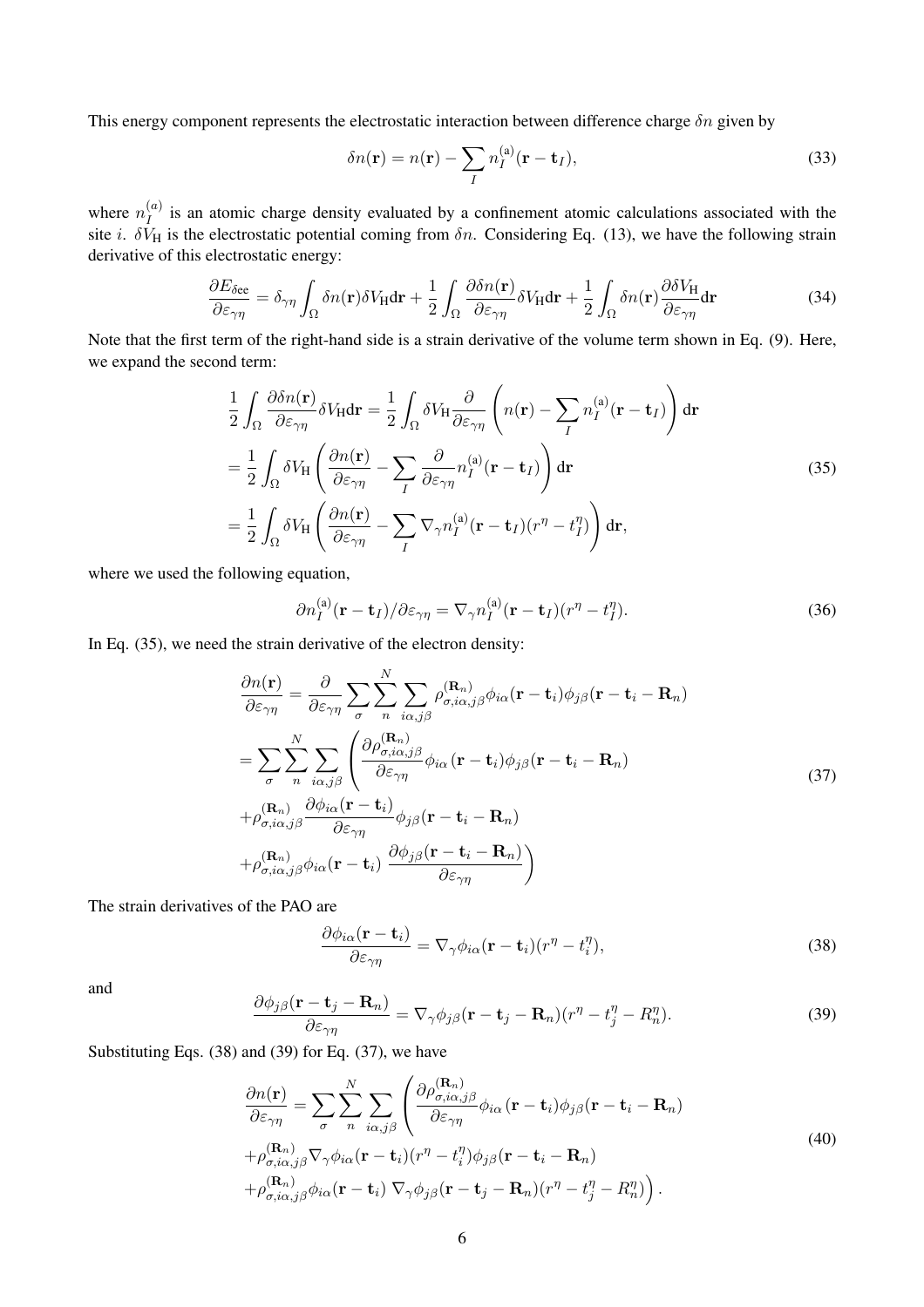This energy component represents the electrostatic interaction between difference charge $\delta n$ given by

$$\delta n(\mathbf{r}) = n(\mathbf{r}) - \sum_I n_I^{(\mathrm{a})}(\mathbf{r} - \mathbf{t}_I), \tag{33}$$

where $n_I^{(a)}$ is an atomic charge density evaluated by a confinement atomic calculations associated with the site $i$. $\delta V_{\mathrm{H}}$ is the electrostatic potential coming from $\delta n$. Considering Eq. (13), we have the following strain derivative of this electrostatic energy:

$$\frac{\partial E_{\delta \mathrm{ee}}}{\partial \varepsilon_{\gamma\eta}} = \delta_{\gamma\eta} \int_\Omega \delta n(\mathbf{r}) \delta V_{\mathrm{H}} d\mathbf{r} + \frac{1}{2} \int_\Omega \frac{\partial \delta n(\mathbf{r})}{\partial \varepsilon_{\gamma\eta}} \delta V_{\mathrm{H}} d\mathbf{r} + \frac{1}{2} \int_\Omega \delta n(\mathbf{r}) \frac{\partial \delta V_{\mathrm{H}}}{\partial \varepsilon_{\gamma\eta}} d\mathbf{r} \tag{34}$$

Note that the first term of the right-hand side is a strain derivative of the volume term shown in Eq. (9). Here, we expand the second term:

$$\begin{aligned}
\frac{1}{2} \int_\Omega \frac{\partial \delta n(\mathbf{r})}{\partial \varepsilon_{\gamma\eta}} \delta V_{\mathrm{H}} d\mathbf{r} &= \frac{1}{2} \int_\Omega \delta V_{\mathrm{H}} \frac{\partial}{\partial \varepsilon_{\gamma\eta}} \left( n(\mathbf{r}) - \sum_I n_I^{(\mathrm{a})}(\mathbf{r} - \mathbf{t}_I) \right) d\mathbf{r} \\
&= \frac{1}{2} \int_\Omega \delta V_{\mathrm{H}} \left( \frac{\partial n(\mathbf{r})}{\partial \varepsilon_{\gamma\eta}} - \sum_I \frac{\partial}{\partial \varepsilon_{\gamma\eta}} n_I^{(\mathrm{a})}(\mathbf{r} - \mathbf{t}_I) \right) d\mathbf{r} \\
&= \frac{1}{2} \int_\Omega \delta V_{\mathrm{H}} \left( \frac{\partial n(\mathbf{r})}{\partial \varepsilon_{\gamma\eta}} - \sum_I \nabla_\gamma n_I^{(\mathrm{a})}(\mathbf{r} - \mathbf{t}_I)(r^\eta - t_I^\eta) \right) d\mathbf{r},
\end{aligned} \tag{35}$$

where we used the following equation,

$$\partial n_I^{(\mathrm{a})}(\mathbf{r} - \mathbf{t}_I)/\partial \varepsilon_{\gamma\eta} = \nabla_\gamma n_I^{(\mathrm{a})}(\mathbf{r} - \mathbf{t}_I)(r^\eta - t_I^\eta). \tag{36}$$

In Eq. (35), we need the strain derivative of the electron density:

$$\begin{aligned}
\frac{\partial n(\mathbf{r})}{\partial \varepsilon_{\gamma\eta}} &= \frac{\partial}{\partial \varepsilon_{\gamma\eta}} \sum_\sigma \sum_n^N \sum_{i\alpha, j\beta} \rho_{\sigma, i\alpha, j\beta}^{(\mathbf{R}_n)} \phi_{i\alpha}(\mathbf{r} - \mathbf{t}_i) \phi_{j\beta}(\mathbf{r} - \mathbf{t}_i - \mathbf{R}_n) \\
&= \sum_\sigma \sum_n^N \sum_{i\alpha, j\beta} \left( \frac{\partial \rho_{\sigma, i\alpha, j\beta}^{(\mathbf{R}_n)}}{\partial \varepsilon_{\gamma\eta}} \phi_{i\alpha}(\mathbf{r} - \mathbf{t}_i) \phi_{j\beta}(\mathbf{r} - \mathbf{t}_i - \mathbf{R}_n) \right. \\
&+ \rho_{\sigma, i\alpha, j\beta}^{(\mathbf{R}_n)} \frac{\partial \phi_{i\alpha}(\mathbf{r} - \mathbf{t}_i)}{\partial \varepsilon_{\gamma\eta}} \phi_{j\beta}(\mathbf{r} - \mathbf{t}_i - \mathbf{R}_n) \\
&\left. + \rho_{\sigma, i\alpha, j\beta}^{(\mathbf{R}_n)} \phi_{i\alpha}(\mathbf{r} - \mathbf{t}_i) \frac{\partial \phi_{j\beta}(\mathbf{r} - \mathbf{t}_i - \mathbf{R}_n)}{\partial \varepsilon_{\gamma\eta}} \right)
\end{aligned} \tag{37}$$

The strain derivatives of the PAO are

$$\frac{\partial \phi_{i\alpha}(\mathbf{r} - \mathbf{t}_i)}{\partial \varepsilon_{\gamma\eta}} = \nabla_\gamma \phi_{i\alpha}(\mathbf{r} - \mathbf{t}_i)(r^\eta - t_i^\eta), \tag{38}$$

and

$$\frac{\partial \phi_{j\beta}(\mathbf{r} - \mathbf{t}_j - \mathbf{R}_n)}{\partial \varepsilon_{\gamma\eta}} = \nabla_\gamma \phi_{j\beta}(\mathbf{r} - \mathbf{t}_j - \mathbf{R}_n)(r^\eta - t_j^\eta - R_n^\eta). \tag{39}$$

Substituting Eqs. (38) and (39) for Eq. (37), we have

$$\begin{aligned}
\frac{\partial n(\mathbf{r})}{\partial \varepsilon_{\gamma\eta}} &= \sum_\sigma \sum_n^N \sum_{i\alpha, j\beta} \left( \frac{\partial \rho_{\sigma, i\alpha, j\beta}^{(\mathbf{R}_n)}}{\partial \varepsilon_{\gamma\eta}} \phi_{i\alpha}(\mathbf{r} - \mathbf{t}_i) \phi_{j\beta}(\mathbf{r} - \mathbf{t}_i - \mathbf{R}_n) \right. \\
&+ \rho_{\sigma, i\alpha, j\beta}^{(\mathbf{R}_n)} \nabla_\gamma \phi_{i\alpha}(\mathbf{r} - \mathbf{t}_i)(r^\eta - t_i^\eta) \phi_{j\beta}(\mathbf{r} - \mathbf{t}_i - \mathbf{R}_n) \\
&\left. + \rho_{\sigma, i\alpha, j\beta}^{(\mathbf{R}_n)} \phi_{i\alpha}(\mathbf{r} - \mathbf{t}_i) \nabla_\gamma \phi_{j\beta}(\mathbf{r} - \mathbf{t}_j - \mathbf{R}_n)(r^\eta - t_j^\eta - R_n^\eta) \right).
\end{aligned} \tag{40}$$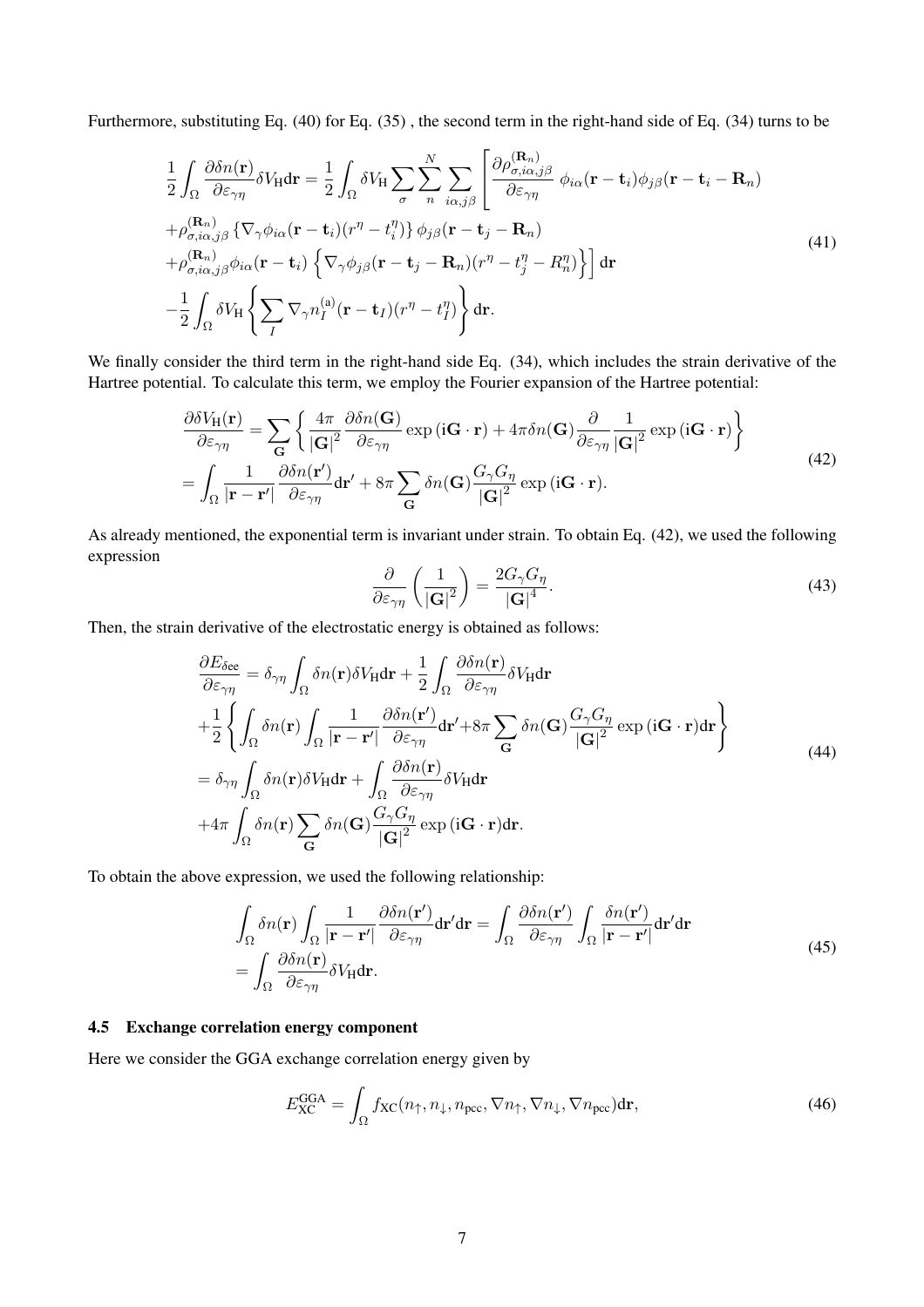Furthermore, substituting Eq. (40) for Eq. (35) , the second term in the right-hand side of Eq. (34) turns to be

$$
\begin{aligned}
&\frac{1}{2}\int_{\Omega}\frac{\partial \delta n(\mathbf{r})}{\partial \varepsilon_{\gamma\eta}}\delta V_{\mathrm{H}}\mathrm{d}\mathbf{r} = \frac{1}{2}\int_{\Omega}\delta V_{\mathrm{H}}\sum_{\sigma}\sum_{n}^{N}\sum_{i\alpha,j\beta}\left[\frac{\partial \rho^{(\mathbf{R}_n)}_{\sigma,i\alpha,j\beta}}{\partial \varepsilon_{\gamma\eta}}\,\phi_{i\alpha}(\mathbf{r}-\mathbf{t}_i)\phi_{j\beta}(\mathbf{r}-\mathbf{t}_i-\mathbf{R}_n)\right.\\
&+\rho^{(\mathbf{R}_n)}_{\sigma,i\alpha,j\beta}\left\{\nabla_{\gamma}\phi_{i\alpha}(\mathbf{r}-\mathbf{t}_i)(r^{\eta}-t^{\eta}_i)\right\}\phi_{j\beta}(\mathbf{r}-\mathbf{t}_j-\mathbf{R}_n)\\
&\left.+\rho^{(\mathbf{R}_n)}_{\sigma,i\alpha,j\beta}\phi_{i\alpha}(\mathbf{r}-\mathbf{t}_i)\left\{\nabla_{\gamma}\phi_{j\beta}(\mathbf{r}-\mathbf{t}_j-\mathbf{R}_n)(r^{\eta}-t^{\eta}_j-R^{\eta}_n)\right\}\right]\mathrm{d}\mathbf{r}\\
&-\frac{1}{2}\int_{\Omega}\delta V_{\mathrm{H}}\left\{\sum_{I}\nabla_{\gamma}n^{(\mathrm{a})}_{I}(\mathbf{r}-\mathbf{t}_I)(r^{\eta}-t^{\eta}_I)\right\}\mathrm{d}\mathbf{r}.
\end{aligned}
\tag{41}
$$

We finally consider the third term in the right-hand side Eq. (34), which includes the strain derivative of the Hartree potential. To calculate this term, we employ the Fourier expansion of the Hartree potential:

$$
\begin{aligned}
\frac{\partial \delta V_{\mathrm{H}}(\mathbf{r})}{\partial \varepsilon_{\gamma\eta}} &= \sum_{\mathbf{G}}\left\{\frac{4\pi}{|\mathbf{G}|^2}\frac{\partial \delta n(\mathbf{G})}{\partial \varepsilon_{\gamma\eta}}\exp\left(\mathrm{i}\mathbf{G}\cdot\mathbf{r}\right)+4\pi\delta n(\mathbf{G})\frac{\partial}{\partial \varepsilon_{\gamma\eta}}\frac{1}{|\mathbf{G}|^2}\exp\left(\mathrm{i}\mathbf{G}\cdot\mathbf{r}\right)\right\}\\
&= \int_{\Omega}\frac{1}{|\mathbf{r}-\mathbf{r}'|}\frac{\partial \delta n(\mathbf{r}')}{\partial \varepsilon_{\gamma\eta}}\mathrm{d}\mathbf{r}'+8\pi\sum_{\mathbf{G}}\delta n(\mathbf{G})\frac{G_{\gamma}G_{\eta}}{|\mathbf{G}|^2}\exp\left(\mathrm{i}\mathbf{G}\cdot\mathbf{r}\right).
\end{aligned}
\tag{42}
$$

As already mentioned, the exponential term is invariant under strain. To obtain Eq. (42), we used the following expression

$$
\frac{\partial}{\partial \varepsilon_{\gamma\eta}}\left(\frac{1}{|\mathbf{G}|^2}\right) = \frac{2G_{\gamma}G_{\eta}}{|\mathbf{G}|^4}.
\tag{43}
$$

Then, the strain derivative of the electrostatic energy is obtained as follows:

$$
\begin{aligned}
\frac{\partial E_{\delta\mathrm{ee}}}{\partial \varepsilon_{\gamma\eta}} &= \delta_{\gamma\eta}\int_{\Omega}\delta n(\mathbf{r})\delta V_{\mathrm{H}}\mathrm{d}\mathbf{r}+\frac{1}{2}\int_{\Omega}\frac{\partial \delta n(\mathbf{r})}{\partial \varepsilon_{\gamma\eta}}\delta V_{\mathrm{H}}\mathrm{d}\mathbf{r}\\
&+\frac{1}{2}\left\{\int_{\Omega}\delta n(\mathbf{r})\int_{\Omega}\frac{1}{|\mathbf{r}-\mathbf{r}'|}\frac{\partial \delta n(\mathbf{r}')}{\partial \varepsilon_{\gamma\eta}}\mathrm{d}\mathbf{r}'+8\pi\sum_{\mathbf{G}}\delta n(\mathbf{G})\frac{G_{\gamma}G_{\eta}}{|\mathbf{G}|^2}\exp\left(\mathrm{i}\mathbf{G}\cdot\mathbf{r}\right)\mathrm{d}\mathbf{r}\right\}\\
&= \delta_{\gamma\eta}\int_{\Omega}\delta n(\mathbf{r})\delta V_{\mathrm{H}}\mathrm{d}\mathbf{r}+\int_{\Omega}\frac{\partial \delta n(\mathbf{r})}{\partial \varepsilon_{\gamma\eta}}\delta V_{\mathrm{H}}\mathrm{d}\mathbf{r}\\
&+4\pi\int_{\Omega}\delta n(\mathbf{r})\sum_{\mathbf{G}}\delta n(\mathbf{G})\frac{G_{\gamma}G_{\eta}}{|\mathbf{G}|^2}\exp\left(\mathrm{i}\mathbf{G}\cdot\mathbf{r}\right)\mathrm{d}\mathbf{r}.
\end{aligned}
\tag{44}
$$

To obtain the above expression, we used the following relationship:

$$
\begin{aligned}
&\int_{\Omega}\delta n(\mathbf{r})\int_{\Omega}\frac{1}{|\mathbf{r}-\mathbf{r}'|}\frac{\partial \delta n(\mathbf{r}')}{\partial \varepsilon_{\gamma\eta}}\mathrm{d}\mathbf{r}'\mathrm{d}\mathbf{r} = \int_{\Omega}\frac{\partial \delta n(\mathbf{r}')}{\partial \varepsilon_{\gamma\eta}}\int_{\Omega}\frac{\delta n(\mathbf{r}')}{|\mathbf{r}-\mathbf{r}'|}\mathrm{d}\mathbf{r}'\mathrm{d}\mathbf{r}\\
&= \int_{\Omega}\frac{\partial \delta n(\mathbf{r})}{\partial \varepsilon_{\gamma\eta}}\delta V_{\mathrm{H}}\mathrm{d}\mathbf{r}.
\end{aligned}
\tag{45}
$$

### 4.5 Exchange correlation energy component

Here we consider the GGA exchange correlation energy given by

$$
E^{\mathrm{GGA}}_{\mathrm{XC}} = \int_{\Omega} f_{\mathrm{XC}}(n_{\uparrow}, n_{\downarrow}, n_{\mathrm{pcc}}, \nabla n_{\uparrow}, \nabla n_{\downarrow}, \nabla n_{\mathrm{pcc}})\mathrm{d}\mathbf{r},
\tag{46}
$$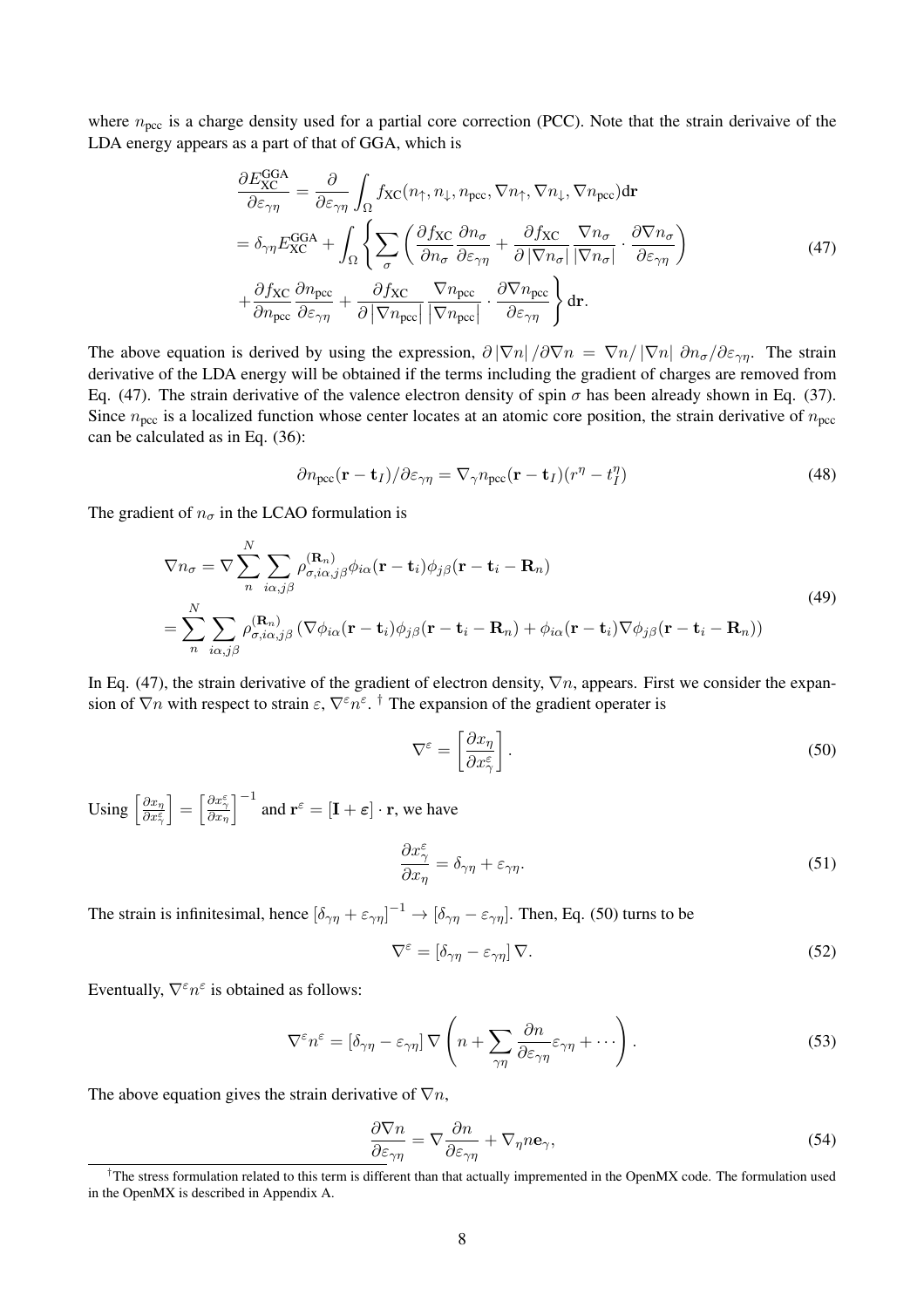where $n_{\rm pcc}$ is a charge density used for a partial core correction (PCC). Note that the strain derivaive of the LDA energy appears as a part of that of GGA, which is

$$
\begin{aligned}
\frac{\partial E_{\rm XC}^{\rm GGA}}{\partial \varepsilon_{\gamma\eta}} &= \frac{\partial}{\partial \varepsilon_{\gamma\eta}} \int_{\Omega} f_{\rm XC}(n_\uparrow, n_\downarrow, n_{\rm pcc}, \nabla n_\uparrow, \nabla n_\downarrow, \nabla n_{\rm pcc}) d\mathbf{r} \\
&= \delta_{\gamma\eta} E_{\rm XC}^{\rm GGA} + \int_{\Omega} \left\{ \sum_{\sigma} \left( \frac{\partial f_{\rm XC}}{\partial n_\sigma} \frac{\partial n_\sigma}{\partial \varepsilon_{\gamma\eta}} + \frac{\partial f_{\rm XC}}{\partial |\nabla n_\sigma|} \frac{\nabla n_\sigma}{|\nabla n_\sigma|} \cdot \frac{\partial \nabla n_\sigma}{\partial \varepsilon_{\gamma\eta}} \right) \right. \\
&\left. + \frac{\partial f_{\rm XC}}{\partial n_{\rm pcc}} \frac{\partial n_{\rm pcc}}{\partial \varepsilon_{\gamma\eta}} + \frac{\partial f_{\rm XC}}{\partial |\nabla n_{\rm pcc}|} \frac{\nabla n_{\rm pcc}}{|\nabla n_{\rm pcc}|} \cdot \frac{\partial \nabla n_{\rm pcc}}{\partial \varepsilon_{\gamma\eta}} \right\} d\mathbf{r}.
\end{aligned}
\tag{47}
$$

The above equation is derived by using the expression, $\partial |\nabla n| / \partial \nabla n = \nabla n / |\nabla n| \ \partial n_\sigma / \partial \varepsilon_{\gamma\eta}$. The strain derivative of the LDA energy will be obtained if the terms including the gradient of charges are removed from Eq. (47). The strain derivative of the valence electron density of spin $\sigma$ has been already shown in Eq. (37). Since $n_{\rm pcc}$ is a localized function whose center locates at an atomic core position, the strain derivative of $n_{\rm pcc}$ can be calculated as in Eq. (36):

$$
\partial n_{\rm pcc}(\mathbf{r} - \mathbf{t}_I) / \partial \varepsilon_{\gamma\eta} = \nabla_\gamma n_{\rm pcc}(\mathbf{r} - \mathbf{t}_I)(r^\eta - t_I^\eta)
\tag{48}
$$

The gradient of $n_\sigma$ in the LCAO formulation is

$$
\begin{aligned}
\nabla n_\sigma &= \nabla \sum_{n}^{N} \sum_{i\alpha, j\beta} \rho_{\sigma, i\alpha, j\beta}^{(\mathbf{R}_n)} \phi_{i\alpha}(\mathbf{r} - \mathbf{t}_i) \phi_{j\beta}(\mathbf{r} - \mathbf{t}_i - \mathbf{R}_n) \\
&= \sum_{n}^{N} \sum_{i\alpha, j\beta} \rho_{\sigma, i\alpha, j\beta}^{(\mathbf{R}_n)} \left( \nabla \phi_{i\alpha}(\mathbf{r} - \mathbf{t}_i) \phi_{j\beta}(\mathbf{r} - \mathbf{t}_i - \mathbf{R}_n) + \phi_{i\alpha}(\mathbf{r} - \mathbf{t}_i) \nabla \phi_{j\beta}(\mathbf{r} - \mathbf{t}_i - \mathbf{R}_n) \right)
\end{aligned}
\tag{49}
$$

In Eq. (47), the strain derivative of the gradient of electron density, $\nabla n$, appears. First we consider the expansion of $\nabla n$ with respect to strain $\varepsilon$, $\nabla^\varepsilon n^\varepsilon$. [†] The expansion of the gradient operater is

$$
\nabla^\varepsilon = \left[ \frac{\partial x_\eta}{\partial x_\gamma^\varepsilon} \right].
\tag{50}
$$

Using $\left[ \frac{\partial x_\eta}{\partial x_\gamma^\varepsilon} \right] = \left[ \frac{\partial x_\gamma^\varepsilon}{\partial x_\eta} \right]^{-1}$ and $\mathbf{r}^\varepsilon = [\mathbf{I} + \boldsymbol{\varepsilon}] \cdot \mathbf{r}$, we have

$$
\frac{\partial x_\gamma^\varepsilon}{\partial x_\eta} = \delta_{\gamma\eta} + \varepsilon_{\gamma\eta}.
\tag{51}
$$

The strain is infinitesimal, hence $[\delta_{\gamma\eta} + \varepsilon_{\gamma\eta}]^{-1} \to [\delta_{\gamma\eta} - \varepsilon_{\gamma\eta}]$. Then, Eq. (50) turns to be

$$
\nabla^\varepsilon = [\delta_{\gamma\eta} - \varepsilon_{\gamma\eta}] \nabla.
\tag{52}
$$

Eventually, $\nabla^\varepsilon n^\varepsilon$ is obtained as follows:

$$
\nabla^\varepsilon n^\varepsilon = [\delta_{\gamma\eta} - \varepsilon_{\gamma\eta}] \nabla \left( n + \sum_{\gamma\eta} \frac{\partial n}{\partial \varepsilon_{\gamma\eta}} \varepsilon_{\gamma\eta} + \cdots \right).
\tag{53}
$$

The above equation gives the strain derivative of $\nabla n$,

$$
\frac{\partial \nabla n}{\partial \varepsilon_{\gamma\eta}} = \nabla \frac{\partial n}{\partial \varepsilon_{\gamma\eta}} + \nabla_\eta n \mathbf{e}_\gamma,
\tag{54}
$$

[†] The stress formulation related to this term is different than that actually impremented in the OpenMX code. The formulation used in the OpenMX is described in Appendix A.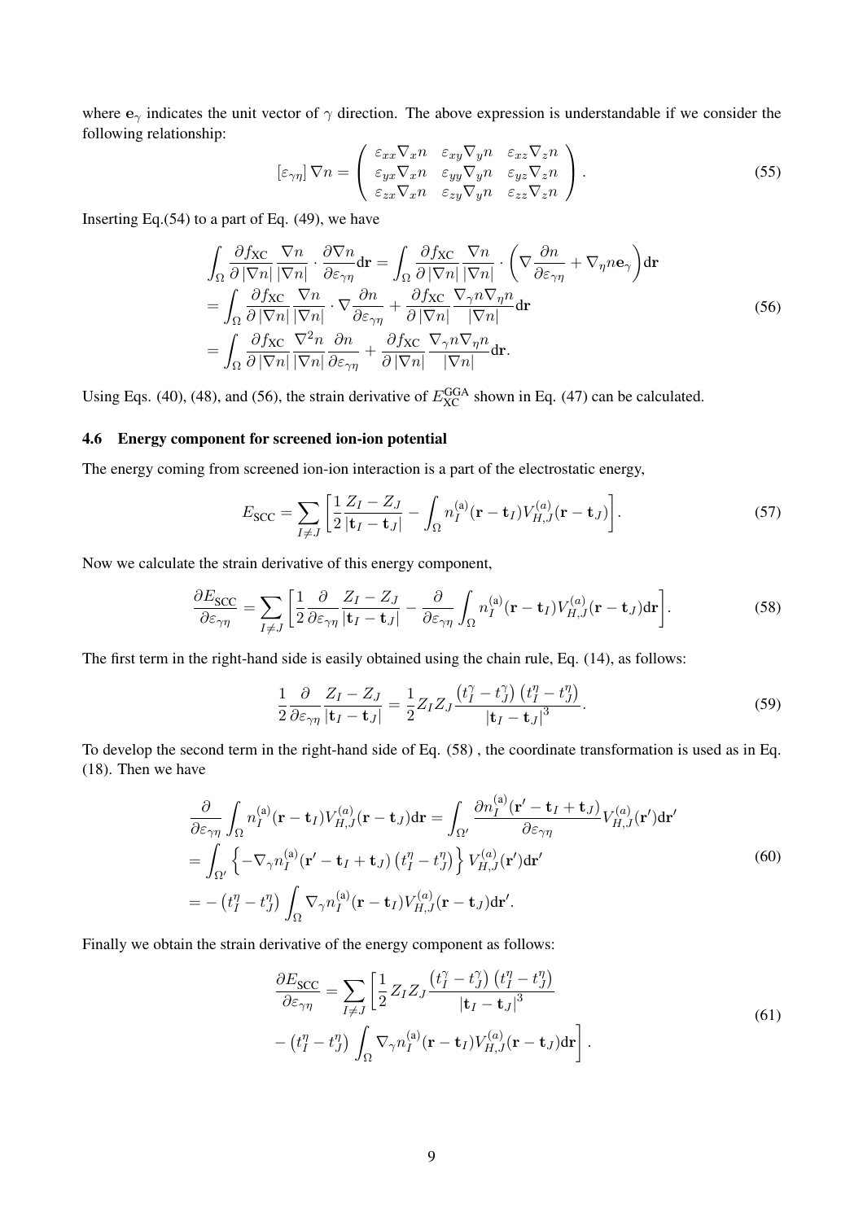where $\mathbf{e}_\gamma$ indicates the unit vector of $\gamma$ direction. The above expression is understandable if we consider the following relationship:

$$
[\varepsilon_{\gamma\eta}]\,\nabla n = \begin{pmatrix} \varepsilon_{xx}\nabla_x n & \varepsilon_{xy}\nabla_y n & \varepsilon_{xz}\nabla_z n \\ \varepsilon_{yx}\nabla_x n & \varepsilon_{yy}\nabla_y n & \varepsilon_{yz}\nabla_z n \\ \varepsilon_{zx}\nabla_x n & \varepsilon_{zy}\nabla_y n & \varepsilon_{zz}\nabla_z n \end{pmatrix}. \tag{55}
$$

Inserting Eq.(54) to a part of Eq. (49), we have

$$
\begin{aligned}
&\int_\Omega \frac{\partial f_{\text{XC}}}{\partial |\nabla n|}\frac{\nabla n}{|\nabla n|}\cdot\frac{\partial \nabla n}{\partial \varepsilon_{\gamma\eta}}\mathbf{dr} = \int_\Omega \frac{\partial f_{\text{XC}}}{\partial |\nabla n|}\frac{\nabla n}{|\nabla n|}\cdot\left(\nabla\frac{\partial n}{\partial \varepsilon_{\gamma\eta}} + \nabla_\eta n\mathbf{e}_\gamma\right)\mathbf{dr} \\
&= \int_\Omega \frac{\partial f_{\text{XC}}}{\partial |\nabla n|}\frac{\nabla n}{|\nabla n|}\cdot\nabla\frac{\partial n}{\partial \varepsilon_{\gamma\eta}} + \frac{\partial f_{\text{XC}}}{\partial |\nabla n|}\frac{\nabla_\gamma n\nabla_\eta n}{|\nabla n|}\mathbf{dr} \\
&= \int_\Omega \frac{\partial f_{\text{XC}}}{\partial |\nabla n|}\frac{\nabla^2 n}{|\nabla n|}\frac{\partial n}{\partial \varepsilon_{\gamma\eta}} + \frac{\partial f_{\text{XC}}}{\partial |\nabla n|}\frac{\nabla_\gamma n\nabla_\eta n}{|\nabla n|}\mathbf{dr}.
\end{aligned} \tag{56}
$$

Using Eqs. (40), (48), and (56), the strain derivative of $E_{\text{XC}}^{\text{GGA}}$ shown in Eq. (47) can be calculated.

### 4.6 Energy component for screened ion-ion potential

The energy coming from screened ion-ion interaction is a part of the electrostatic energy,

$$
E_{\text{SCC}} = \sum_{I\neq J}\left[\frac{1}{2}\frac{Z_I - Z_J}{|\mathbf{t}_I - \mathbf{t}_J|} - \int_\Omega n_I^{(\text{a})}(\mathbf{r}-\mathbf{t}_I)V_{H,J}^{(a)}(\mathbf{r}-\mathbf{t}_J)\right]. \tag{57}
$$

Now we calculate the strain derivative of this energy component,

$$
\frac{\partial E_{\text{SCC}}}{\partial \varepsilon_{\gamma\eta}} = \sum_{I\neq J}\left[\frac{1}{2}\frac{\partial}{\partial \varepsilon_{\gamma\eta}}\frac{Z_I - Z_J}{|\mathbf{t}_I - \mathbf{t}_J|} - \frac{\partial}{\partial \varepsilon_{\gamma\eta}}\int_\Omega n_I^{(\text{a})}(\mathbf{r}-\mathbf{t}_I)V_{H,J}^{(a)}(\mathbf{r}-\mathbf{t}_J)\mathbf{dr}\right]. \tag{58}
$$

The first term in the right-hand side is easily obtained using the chain rule, Eq. (14), as follows:

$$
\frac{1}{2}\frac{\partial}{\partial \varepsilon_{\gamma\eta}}\frac{Z_I - Z_J}{|\mathbf{t}_I - \mathbf{t}_J|} = \frac{1}{2}Z_I Z_J\frac{\left(t_I^\gamma - t_J^\gamma\right)\left(t_I^\eta - t_J^\eta\right)}{|\mathbf{t}_I - \mathbf{t}_J|^3}. \tag{59}
$$

To develop the second term in the right-hand side of Eq. (58) , the coordinate transformation is used as in Eq. (18). Then we have

$$
\begin{aligned}
&\frac{\partial}{\partial \varepsilon_{\gamma\eta}}\int_\Omega n_I^{(\text{a})}(\mathbf{r}-\mathbf{t}_I)V_{H,J}^{(a)}(\mathbf{r}-\mathbf{t}_J)\mathbf{dr} = \int_{\Omega'}\frac{\partial n_I^{(\text{a})}(\mathbf{r}'-\mathbf{t}_I+\mathbf{t}_J)}{\partial \varepsilon_{\gamma\eta}}V_{H,J}^{(a)}(\mathbf{r}')\mathbf{dr}' \\
&= \int_{\Omega'}\left\{-\nabla_\gamma n_I^{(\text{a})}(\mathbf{r}'-\mathbf{t}_I+\mathbf{t}_J)\left(t_I^\eta - t_J^\eta\right)\right\}V_{H,J}^{(a)}(\mathbf{r}')\mathbf{dr}' \\
&= -\left(t_I^\eta - t_J^\eta\right)\int_\Omega \nabla_\gamma n_I^{(\text{a})}(\mathbf{r}-\mathbf{t}_I)V_{H,J}^{(a)}(\mathbf{r}-\mathbf{t}_J)\mathbf{dr}'.
\end{aligned} \tag{60}
$$

Finally we obtain the strain derivative of the energy component as follows:

$$
\begin{aligned}
\frac{\partial E_{\text{SCC}}}{\partial \varepsilon_{\gamma\eta}} = \sum_{I\neq J}&\left[\frac{1}{2}Z_I Z_J\frac{\left(t_I^\gamma - t_J^\gamma\right)\left(t_I^\eta - t_J^\eta\right)}{|\mathbf{t}_I - \mathbf{t}_J|^3}\right. \\
&\left.-\left(t_I^\eta - t_J^\eta\right)\int_\Omega \nabla_\gamma n_I^{(\text{a})}(\mathbf{r}-\mathbf{t}_I)V_{H,J}^{(a)}(\mathbf{r}-\mathbf{t}_J)\mathbf{dr}\right].
\end{aligned} \tag{61}
$$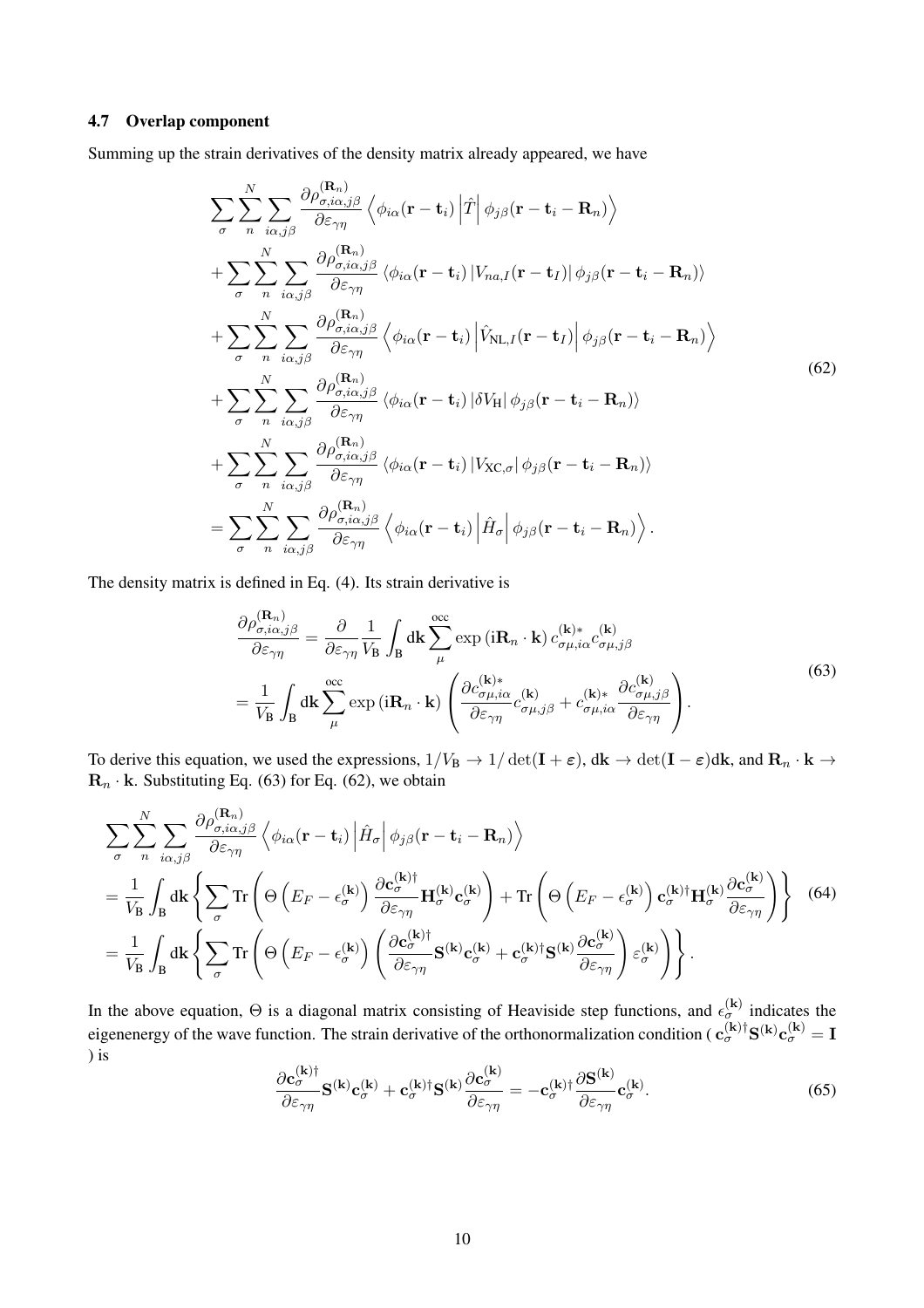### 4.7 Overlap component

Summing up the strain derivatives of the density matrix already appeared, we have

$$
\begin{aligned}
&\sum_{\sigma}\sum_{n}^{N}\sum_{i\alpha,j\beta}\frac{\partial\rho_{\sigma,i\alpha,j\beta}^{(\mathbf{R}_n)}}{\partial\varepsilon_{\gamma\eta}}\left\langle\phi_{i\alpha}(\mathbf{r}-\mathbf{t}_i)\left|\hat{T}\right|\phi_{j\beta}(\mathbf{r}-\mathbf{t}_i-\mathbf{R}_n)\right\rangle\\
&+\sum_{\sigma}\sum_{n}^{N}\sum_{i\alpha,j\beta}\frac{\partial\rho_{\sigma,i\alpha,j\beta}^{(\mathbf{R}_n)}}{\partial\varepsilon_{\gamma\eta}}\left\langle\phi_{i\alpha}(\mathbf{r}-\mathbf{t}_i)\left|V_{na,I}(\mathbf{r}-\mathbf{t}_I)\right|\phi_{j\beta}(\mathbf{r}-\mathbf{t}_i-\mathbf{R}_n)\right\rangle\\
&+\sum_{\sigma}\sum_{n}^{N}\sum_{i\alpha,j\beta}\frac{\partial\rho_{\sigma,i\alpha,j\beta}^{(\mathbf{R}_n)}}{\partial\varepsilon_{\gamma\eta}}\left\langle\phi_{i\alpha}(\mathbf{r}-\mathbf{t}_i)\left|\hat{V}_{\mathrm{NL},I}(\mathbf{r}-\mathbf{t}_I)\right|\phi_{j\beta}(\mathbf{r}-\mathbf{t}_i-\mathbf{R}_n)\right\rangle\\
&+\sum_{\sigma}\sum_{n}^{N}\sum_{i\alpha,j\beta}\frac{\partial\rho_{\sigma,i\alpha,j\beta}^{(\mathbf{R}_n)}}{\partial\varepsilon_{\gamma\eta}}\left\langle\phi_{i\alpha}(\mathbf{r}-\mathbf{t}_i)\left|\delta V_{\mathrm{H}}\right|\phi_{j\beta}(\mathbf{r}-\mathbf{t}_i-\mathbf{R}_n)\right\rangle\\
&+\sum_{\sigma}\sum_{n}^{N}\sum_{i\alpha,j\beta}\frac{\partial\rho_{\sigma,i\alpha,j\beta}^{(\mathbf{R}_n)}}{\partial\varepsilon_{\gamma\eta}}\left\langle\phi_{i\alpha}(\mathbf{r}-\mathbf{t}_i)\left|V_{\mathrm{XC},\sigma}\right|\phi_{j\beta}(\mathbf{r}-\mathbf{t}_i-\mathbf{R}_n)\right\rangle\\
&=\sum_{\sigma}\sum_{n}^{N}\sum_{i\alpha,j\beta}\frac{\partial\rho_{\sigma,i\alpha,j\beta}^{(\mathbf{R}_n)}}{\partial\varepsilon_{\gamma\eta}}\left\langle\phi_{i\alpha}(\mathbf{r}-\mathbf{t}_i)\left|\hat{H}_{\sigma}\right|\phi_{j\beta}(\mathbf{r}-\mathbf{t}_i-\mathbf{R}_n)\right\rangle.
\end{aligned}
\tag{62}
$$

The density matrix is defined in Eq. (4). Its strain derivative is

$$
\begin{aligned}
\frac{\partial\rho_{\sigma,i\alpha,j\beta}^{(\mathbf{R}_n)}}{\partial\varepsilon_{\gamma\eta}}&=\frac{\partial}{\partial\varepsilon_{\gamma\eta}}\frac{1}{V_{\mathrm{B}}}\int_{\mathrm{B}}d\mathbf{k}\sum_{\mu}^{\mathrm{occ}}\exp\left(\mathrm{i}\mathbf{R}_n\cdot\mathbf{k}\right)c_{\sigma\mu,i\alpha}^{(\mathbf{k})*}c_{\sigma\mu,j\beta}^{(\mathbf{k})}\\
&=\frac{1}{V_{\mathrm{B}}}\int_{\mathrm{B}}d\mathbf{k}\sum_{\mu}^{\mathrm{occ}}\exp\left(\mathrm{i}\mathbf{R}_n\cdot\mathbf{k}\right)\left(\frac{\partial c_{\sigma\mu,i\alpha}^{(\mathbf{k})*}}{\partial\varepsilon_{\gamma\eta}}c_{\sigma\mu,j\beta}^{(\mathbf{k})}+c_{\sigma\mu,i\alpha}^{(\mathbf{k})*}\frac{\partial c_{\sigma\mu,j\beta}^{(\mathbf{k})}}{\partial\varepsilon_{\gamma\eta}}\right).
\end{aligned}
\tag{63}
$$

To derive this equation, we used the expressions, $1/V_{\mathrm{B}}\to 1/\det(\mathbf{I}+\boldsymbol{\varepsilon})$, $d\mathbf{k}\to\det(\mathbf{I}-\boldsymbol{\varepsilon})d\mathbf{k}$, and $\mathbf{R}_n\cdot\mathbf{k}\to\mathbf{R}_n\cdot\mathbf{k}$. Substituting Eq. (63) for Eq. (62), we obtain

$$
\begin{aligned}
&\sum_{\sigma}\sum_{n}^{N}\sum_{i\alpha,j\beta}\frac{\partial\rho_{\sigma,i\alpha,j\beta}^{(\mathbf{R}_n)}}{\partial\varepsilon_{\gamma\eta}}\left\langle\phi_{i\alpha}(\mathbf{r}-\mathbf{t}_i)\left|\hat{H}_{\sigma}\right|\phi_{j\beta}(\mathbf{r}-\mathbf{t}_i-\mathbf{R}_n)\right\rangle\\
&=\frac{1}{V_{\mathrm{B}}}\int_{\mathrm{B}}d\mathbf{k}\left\{\sum_{\sigma}\mathrm{Tr}\left(\Theta\left(E_F-\epsilon_{\sigma}^{(\mathbf{k})}\right)\frac{\partial\mathbf{c}_{\sigma}^{(\mathbf{k})\dagger}}{\partial\varepsilon_{\gamma\eta}}\mathbf{H}_{\sigma}^{(\mathbf{k})}\mathbf{c}_{\sigma}^{(\mathbf{k})}\right)+\mathrm{Tr}\left(\Theta\left(E_F-\epsilon_{\sigma}^{(\mathbf{k})}\right)\mathbf{c}_{\sigma}^{(\mathbf{k})\dagger}\mathbf{H}_{\sigma}^{(\mathbf{k})}\frac{\partial\mathbf{c}_{\sigma}^{(\mathbf{k})}}{\partial\varepsilon_{\gamma\eta}}\right)\right\}\\
&=\frac{1}{V_{\mathrm{B}}}\int_{\mathrm{B}}d\mathbf{k}\left\{\sum_{\sigma}\mathrm{Tr}\left(\Theta\left(E_F-\epsilon_{\sigma}^{(\mathbf{k})}\right)\left(\frac{\partial\mathbf{c}_{\sigma}^{(\mathbf{k})\dagger}}{\partial\varepsilon_{\gamma\eta}}\mathbf{S}^{(\mathbf{k})}\mathbf{c}_{\sigma}^{(\mathbf{k})}+\mathbf{c}_{\sigma}^{(\mathbf{k})\dagger}\mathbf{S}^{(\mathbf{k})}\frac{\partial\mathbf{c}_{\sigma}^{(\mathbf{k})}}{\partial\varepsilon_{\gamma\eta}}\right)\varepsilon_{\sigma}^{(\mathbf{k})}\right)\right\}.
\end{aligned}
\tag{64}
$$

In the above equation, $\Theta$ is a diagonal matrix consisting of Heaviside step functions, and $\epsilon_{\sigma}^{(\mathbf{k})}$ indicates the eigenenergy of the wave function. The strain derivative of the orthonormalization condition ( $\mathbf{c}_{\sigma}^{(\mathbf{k})\dagger}\mathbf{S}^{(\mathbf{k})}\mathbf{c}_{\sigma}^{(\mathbf{k})}=\mathbf{I}$ ) is

$$
\frac{\partial\mathbf{c}_{\sigma}^{(\mathbf{k})\dagger}}{\partial\varepsilon_{\gamma\eta}}\mathbf{S}^{(\mathbf{k})}\mathbf{c}_{\sigma}^{(\mathbf{k})}+\mathbf{c}_{\sigma}^{(\mathbf{k})\dagger}\mathbf{S}^{(\mathbf{k})}\frac{\partial\mathbf{c}_{\sigma}^{(\mathbf{k})}}{\partial\varepsilon_{\gamma\eta}}=-\mathbf{c}_{\sigma}^{(\mathbf{k})\dagger}\frac{\partial\mathbf{S}^{(\mathbf{k})}}{\partial\varepsilon_{\gamma\eta}}\mathbf{c}_{\sigma}^{(\mathbf{k})}.
\tag{65}
$$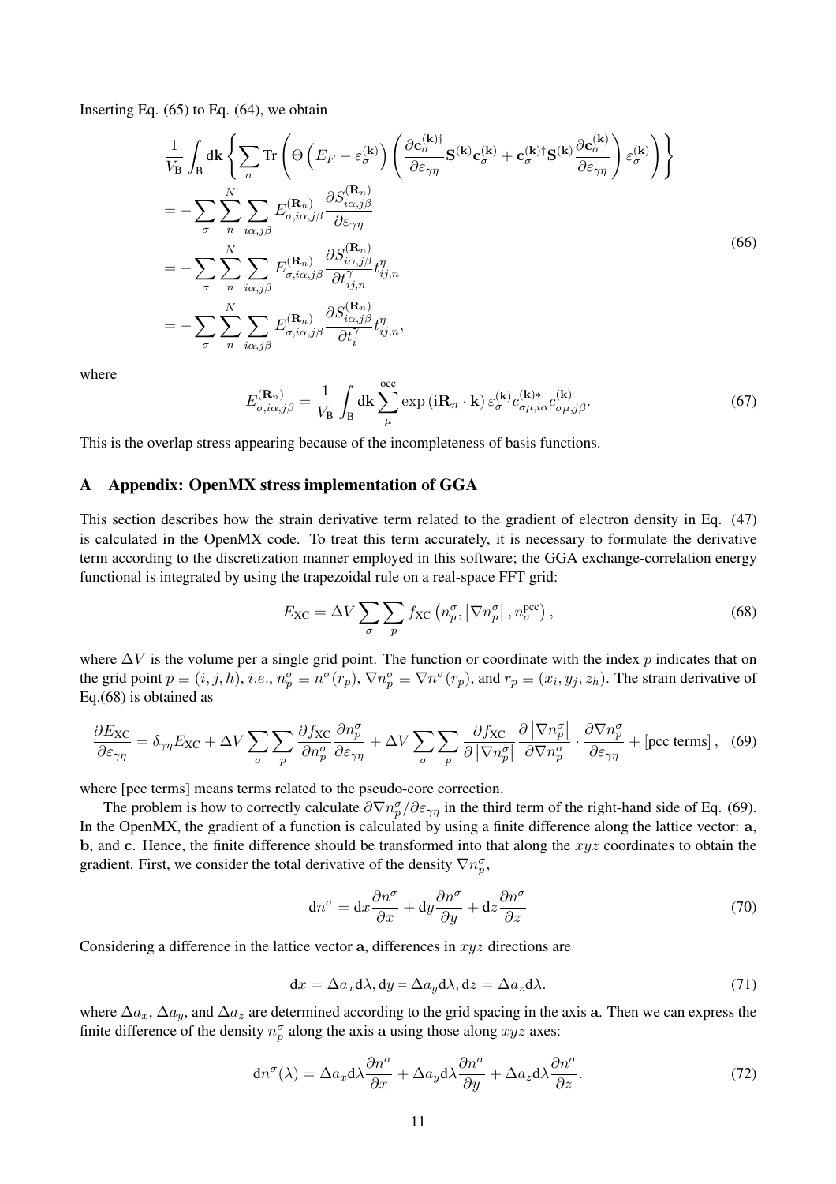Inserting Eq. (65) to Eq. (64), we obtain

$$
\begin{aligned}
&\frac{1}{V_{\mathrm{B}}}\int_{\mathrm{B}}\mathrm{d}\mathbf{k}\left\{\sum_{\sigma}\mathrm{Tr}\left(\Theta\left(E_F-\varepsilon_{\sigma}^{(\mathbf{k})}\right)\left(\frac{\partial \mathbf{c}_{\sigma}^{(\mathbf{k})\dagger}}{\partial \varepsilon_{\gamma\eta}}\mathbf{S}^{(\mathbf{k})}\mathbf{c}_{\sigma}^{(\mathbf{k})}+\mathbf{c}_{\sigma}^{(\mathbf{k})\dagger}\mathbf{S}^{(\mathbf{k})}\frac{\partial \mathbf{c}_{\sigma}^{(\mathbf{k})}}{\partial \varepsilon_{\gamma\eta}}\right)\varepsilon_{\sigma}^{(\mathbf{k})}\right)\right\}\\
&=-\sum_{\sigma}\sum_{n}^{N}\sum_{i\alpha,j\beta}E_{\sigma,i\alpha,j\beta}^{(\mathbf{R}_n)}\frac{\partial S_{i\alpha,j\beta}^{(\mathbf{R}_n)}}{\partial \varepsilon_{\gamma\eta}}\\
&=-\sum_{\sigma}\sum_{n}^{N}\sum_{i\alpha,j\beta}E_{\sigma,i\alpha,j\beta}^{(\mathbf{R}_n)}\frac{\partial S_{i\alpha,j\beta}^{(\mathbf{R}_n)}}{\partial t_{ij,n}^{\gamma}}t_{ij,n}^{\eta}\\
&=-\sum_{\sigma}\sum_{n}^{N}\sum_{i\alpha,j\beta}E_{\sigma,i\alpha,j\beta}^{(\mathbf{R}_n)}\frac{\partial S_{i\alpha,j\beta}^{(\mathbf{R}_n)}}{\partial t_{i}^{\gamma}}t_{ij,n}^{\eta},
\end{aligned}
\tag{66}
$$

where

$$
E_{\sigma,i\alpha,j\beta}^{(\mathbf{R}_n)}=\frac{1}{V_{\mathrm{B}}}\int_{\mathrm{B}}\mathrm{d}\mathbf{k}\sum_{\mu}^{\mathrm{occ}}\exp\left(\mathrm{i}\mathbf{R}_n\cdot\mathbf{k}\right)\varepsilon_{\sigma}^{(\mathbf{k})}c_{\sigma\mu,i\alpha}^{(\mathbf{k})*}c_{\sigma\mu,j\beta}^{(\mathbf{k})}. \tag{67}
$$

This is the overlap stress appearing because of the incompleteness of basis functions.

## A Appendix: OpenMX stress implementation of GGA

This section describes how the strain derivative term related to the gradient of electron density in Eq. (47) is calculated in the OpenMX code. To treat this term accurately, it is necessary to formulate the derivative term according to the discretization manner employed in this software; the GGA exchange-correlation energy functional is integrated by using the trapezoidal rule on a real-space FFT grid:

$$
E_{\mathrm{XC}}=\Delta V\sum_{\sigma}\sum_{p}f_{\mathrm{XC}}\left(n_p^{\sigma},\left|\nabla n_p^{\sigma}\right|,n_{\sigma}^{\mathrm{pcc}}\right), \tag{68}
$$

where $\Delta V$ is the volume per a single grid point. The function or coordinate with the index $p$ indicates that on the grid point $p\equiv(i,j,h)$, *i.e.*, $n_p^{\sigma}\equiv n^{\sigma}(r_p)$, $\nabla n_p^{\sigma}\equiv\nabla n^{\sigma}(r_p)$, and $r_p\equiv(x_i,y_j,z_h)$. The strain derivative of Eq.(68) is obtained as

$$
\frac{\partial E_{\mathrm{XC}}}{\partial \varepsilon_{\gamma\eta}}=\delta_{\gamma\eta}E_{\mathrm{XC}}+\Delta V\sum_{\sigma}\sum_{p}\frac{\partial f_{\mathrm{XC}}}{\partial n_p^{\sigma}}\frac{\partial n_p^{\sigma}}{\partial \varepsilon_{\gamma\eta}}+\Delta V\sum_{\sigma}\sum_{p}\frac{\partial f_{\mathrm{XC}}}{\partial\left|\nabla n_p^{\sigma}\right|}\frac{\partial\left|\nabla n_p^{\sigma}\right|}{\partial \nabla n_p^{\sigma}}\cdot\frac{\partial \nabla n_p^{\sigma}}{\partial \varepsilon_{\gamma\eta}}+[\text{pcc terms}], \tag{69}
$$

where [pcc terms] means terms related to the pseudo-core correction.

The problem is how to correctly calculate $\partial\nabla n_p^{\sigma}/\partial\varepsilon_{\gamma\eta}$ in the third term of the right-hand side of Eq. (69). In the OpenMX, the gradient of a function is calculated by using a finite difference along the lattice vector: $\mathbf{a}$, $\mathbf{b}$, and $\mathbf{c}$. Hence, the finite difference should be transformed into that along the $xyz$ coordinates to obtain the gradient. First, we consider the total derivative of the density $\nabla n_p^{\sigma}$,

$$
\mathrm{d}n^{\sigma}=\mathrm{d}x\frac{\partial n^{\sigma}}{\partial x}+\mathrm{d}y\frac{\partial n^{\sigma}}{\partial y}+\mathrm{d}z\frac{\partial n^{\sigma}}{\partial z} \tag{70}
$$

Considering a difference in the lattice vector $\mathbf{a}$, differences in $xyz$ directions are

$$
\mathrm{d}x=\Delta a_x\mathrm{d}\lambda,\mathrm{d}y=\Delta a_y\mathrm{d}\lambda,\mathrm{d}z=\Delta a_z\mathrm{d}\lambda. \tag{71}
$$

where $\Delta a_x$, $\Delta a_y$, and $\Delta a_z$ are determined according to the grid spacing in the axis $\mathbf{a}$. Then we can express the finite difference of the density $n_p^{\sigma}$ along the axis $\mathbf{a}$ using those along $xyz$ axes:

$$
\mathrm{d}n^{\sigma}(\lambda)=\Delta a_x\mathrm{d}\lambda\frac{\partial n^{\sigma}}{\partial x}+\Delta a_y\mathrm{d}\lambda\frac{\partial n^{\sigma}}{\partial y}+\Delta a_z\mathrm{d}\lambda\frac{\partial n^{\sigma}}{\partial z}. \tag{72}
$$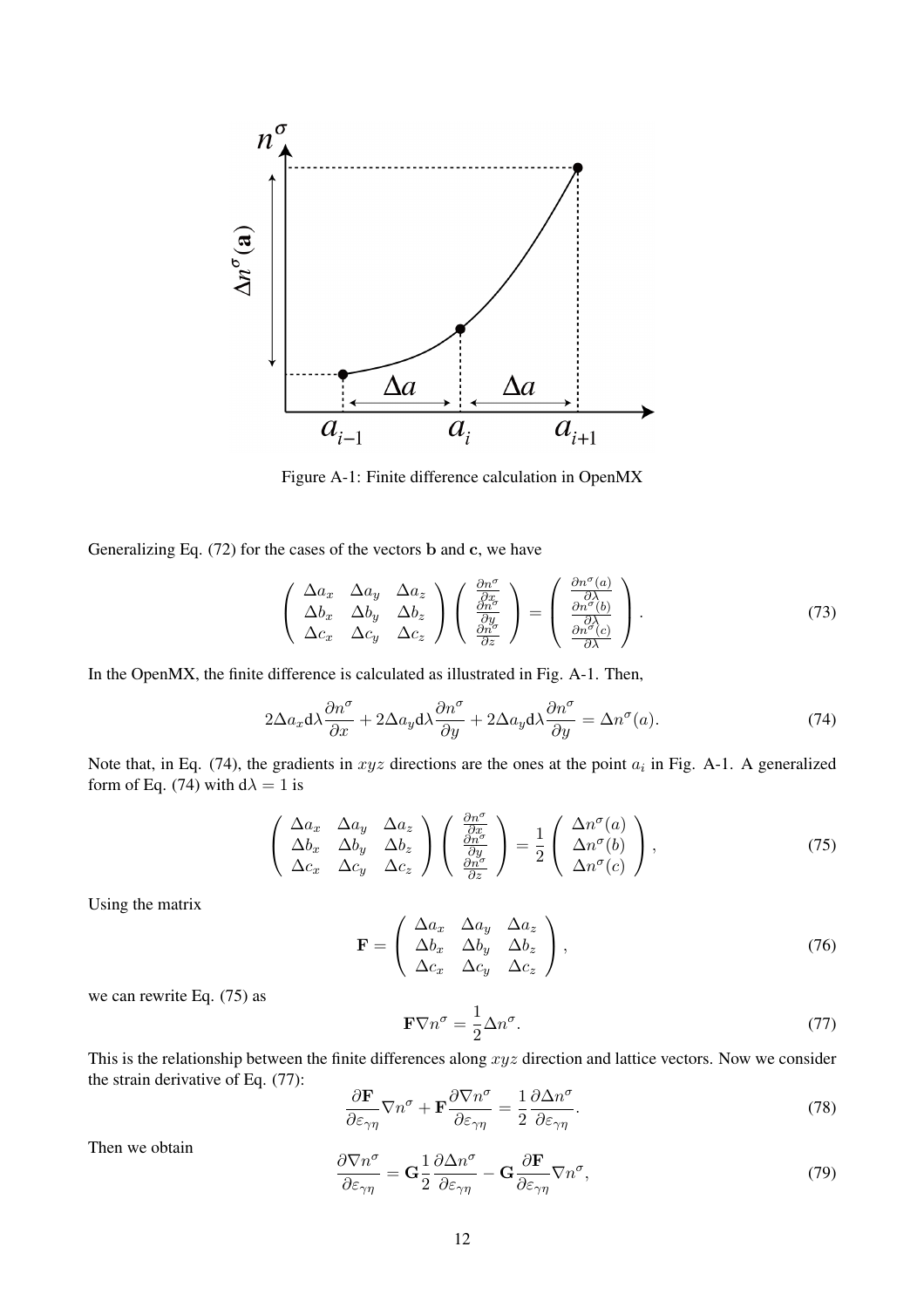Figure A-1: Finite difference calculation in OpenMX

Generalizing Eq. (72) for the cases of the vectors **b** and **c**, we have

$$\left( \begin{array}{ccc} \Delta a_x & \Delta a_y & \Delta a_z \\ \Delta b_x & \Delta b_y & \Delta b_z \\ \Delta c_x & \Delta c_y & \Delta c_z \end{array} \right) \left( \begin{array}{c} \frac{\partial n^\sigma}{\partial x} \\ \frac{\partial n^\sigma}{\partial y} \\ \frac{\partial n^\sigma}{\partial z} \end{array} \right) = \left( \begin{array}{c} \frac{\partial n^\sigma(a)}{\partial \lambda} \\ \frac{\partial n^\sigma(b)}{\partial \lambda} \\ \frac{\partial n^\sigma(c)}{\partial \lambda} \end{array} \right). \tag{73}$$

In the OpenMX, the finite difference is calculated as illustrated in Fig. A-1. Then,

$$2\Delta a_x \mathrm{d}\lambda \frac{\partial n^\sigma}{\partial x} + 2\Delta a_y \mathrm{d}\lambda \frac{\partial n^\sigma}{\partial y} + 2\Delta a_y \mathrm{d}\lambda \frac{\partial n^\sigma}{\partial y} = \Delta n^\sigma(a). \tag{74}$$

Note that, in Eq. (74), the gradients in $xyz$ directions are the ones at the point $a_i$ in Fig. A-1. A generalized form of Eq. (74) with $\mathrm{d}\lambda = 1$ is

$$\left( \begin{array}{ccc} \Delta a_x & \Delta a_y & \Delta a_z \\ \Delta b_x & \Delta b_y & \Delta b_z \\ \Delta c_x & \Delta c_y & \Delta c_z \end{array} \right) \left( \begin{array}{c} \frac{\partial n^\sigma}{\partial x} \\ \frac{\partial n^\sigma}{\partial y} \\ \frac{\partial n^\sigma}{\partial z} \end{array} \right) = \frac{1}{2} \left( \begin{array}{c} \Delta n^\sigma(a) \\ \Delta n^\sigma(b) \\ \Delta n^\sigma(c) \end{array} \right), \tag{75}$$

Using the matrix

$$\mathbf{F} = \left( \begin{array}{ccc} \Delta a_x & \Delta a_y & \Delta a_z \\ \Delta b_x & \Delta b_y & \Delta b_z \\ \Delta c_x & \Delta c_y & \Delta c_z \end{array} \right), \tag{76}$$

we can rewrite Eq. (75) as

$$\mathbf{F} \nabla n^\sigma = \frac{1}{2} \Delta n^\sigma. \tag{77}$$

This is the relationship between the finite differences along $xyz$ direction and lattice vectors. Now we consider the strain derivative of Eq. (77):

$$\frac{\partial \mathbf{F}}{\partial \varepsilon_{\gamma\eta}} \nabla n^\sigma + \mathbf{F} \frac{\partial \nabla n^\sigma}{\partial \varepsilon_{\gamma\eta}} = \frac{1}{2} \frac{\partial \Delta n^\sigma}{\partial \varepsilon_{\gamma\eta}}. \tag{78}$$

Then we obtain

$$\frac{\partial \nabla n^\sigma}{\partial \varepsilon_{\gamma\eta}} = \mathbf{G} \frac{1}{2} \frac{\partial \Delta n^\sigma}{\partial \varepsilon_{\gamma\eta}} - \mathbf{G} \frac{\partial \mathbf{F}}{\partial \varepsilon_{\gamma\eta}} \nabla n^\sigma, \tag{79}$$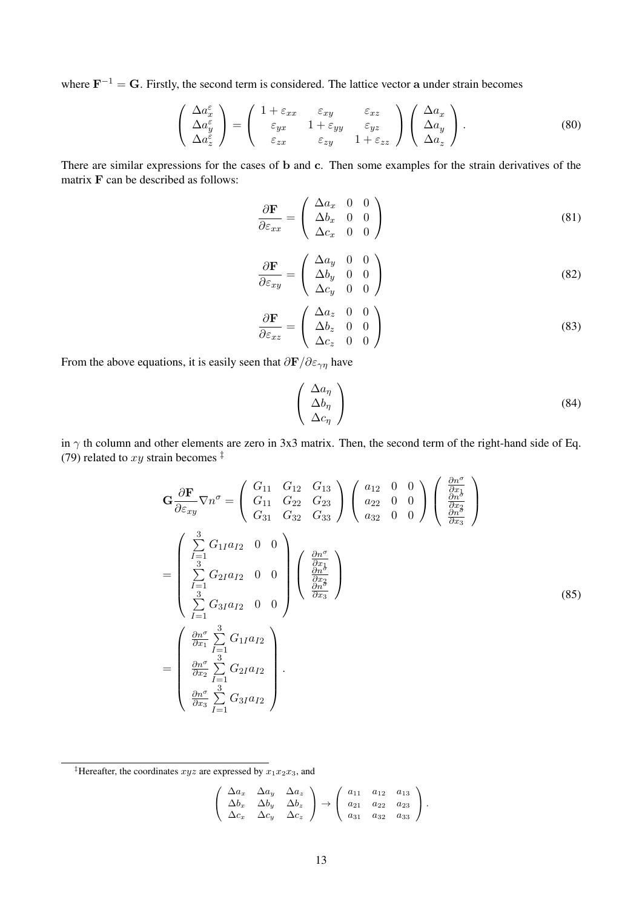where $\mathbf{F}^{-1} = \mathbf{G}$. Firstly, the second term is considered. The lattice vector $\mathbf{a}$ under strain becomes

$$
\begin{pmatrix} \Delta a_x^{\varepsilon} \\ \Delta a_y^{\varepsilon} \\ \Delta a_z^{\varepsilon} \end{pmatrix} = \begin{pmatrix} 1+\varepsilon_{xx} & \varepsilon_{xy} & \varepsilon_{xz} \\ \varepsilon_{yx} & 1+\varepsilon_{yy} & \varepsilon_{yz} \\ \varepsilon_{zx} & \varepsilon_{zy} & 1+\varepsilon_{zz} \end{pmatrix} \begin{pmatrix} \Delta a_x \\ \Delta a_y \\ \Delta a_z \end{pmatrix}. \tag{80}
$$

There are similar expressions for the cases of $\mathbf{b}$ and $\mathbf{c}$. Then some examples for the strain derivatives of the matrix $\mathbf{F}$ can be described as follows:

$$
\frac{\partial \mathbf{F}}{\partial \varepsilon_{xx}} = \begin{pmatrix} \Delta a_x & 0 & 0 \\ \Delta b_x & 0 & 0 \\ \Delta c_x & 0 & 0 \end{pmatrix} \tag{81}
$$

$$
\frac{\partial \mathbf{F}}{\partial \varepsilon_{xy}} = \begin{pmatrix} \Delta a_y & 0 & 0 \\ \Delta b_y & 0 & 0 \\ \Delta c_y & 0 & 0 \end{pmatrix} \tag{82}
$$

$$
\frac{\partial \mathbf{F}}{\partial \varepsilon_{xz}} = \begin{pmatrix} \Delta a_z & 0 & 0 \\ \Delta b_z & 0 & 0 \\ \Delta c_z & 0 & 0 \end{pmatrix} \tag{83}
$$

From the above equations, it is easily seen that $\partial \mathbf{F}/\partial \varepsilon_{\gamma\eta}$ have

$$
\begin{pmatrix} \Delta a_\eta \\ \Delta b_\eta \\ \Delta c_\eta \end{pmatrix} \tag{84}
$$

in $\gamma$ th column and other elements are zero in 3x3 matrix. Then, the second term of the right-hand side of Eq. (79) related to $xy$ strain becomes [‡]

$$
\begin{aligned}
\mathbf{G}\frac{\partial \mathbf{F}}{\partial \varepsilon_{xy}} \nabla n^{\sigma} &= \begin{pmatrix} G_{11} & G_{12} & G_{13} \\ G_{11} & G_{22} & G_{23} \\ G_{31} & G_{32} & G_{33} \end{pmatrix} \begin{pmatrix} a_{12} & 0 & 0 \\ a_{22} & 0 & 0 \\ a_{32} & 0 & 0 \end{pmatrix} \begin{pmatrix} \frac{\partial n^{\sigma}}{\partial x_1} \\ \frac{\partial n^{\sigma}}{\partial x_2} \\ \frac{\partial n^{\sigma}}{\partial x_3} \end{pmatrix} \\
&= \begin{pmatrix} \sum_{I=1}^{3} G_{1I} a_{I2} & 0 & 0 \\ \sum_{I=1}^{3} G_{2I} a_{I2} & 0 & 0 \\ \sum_{I=1}^{3} G_{3I} a_{I2} & 0 & 0 \end{pmatrix} \begin{pmatrix} \frac{\partial n^{\sigma}}{\partial x_1} \\ \frac{\partial n^{\sigma}}{\partial x_2} \\ \frac{\partial n^{\sigma}}{\partial x_3} \end{pmatrix} \\
&= \begin{pmatrix} \frac{\partial n^{\sigma}}{\partial x_1} \sum_{I=1}^{3} G_{1I} a_{I2} \\ \frac{\partial n^{\sigma}}{\partial x_2} \sum_{I=1}^{3} G_{2I} a_{I2} \\ \frac{\partial n^{\sigma}}{\partial x_3} \sum_{I=1}^{3} G_{3I} a_{I2} \end{pmatrix}.
\end{aligned} \tag{85}
$$

---

[‡] Hereafter, the coordinates $xyz$ are expressed by $x_1 x_2 x_3$, and

$$
\begin{pmatrix} \Delta a_x & \Delta a_y & \Delta a_z \\ \Delta b_x & \Delta b_y & \Delta b_z \\ \Delta c_x & \Delta c_y & \Delta c_z \end{pmatrix} \rightarrow \begin{pmatrix} a_{11} & a_{12} & a_{13} \\ a_{21} & a_{22} & a_{23} \\ a_{31} & a_{32} & a_{33} \end{pmatrix}.
$$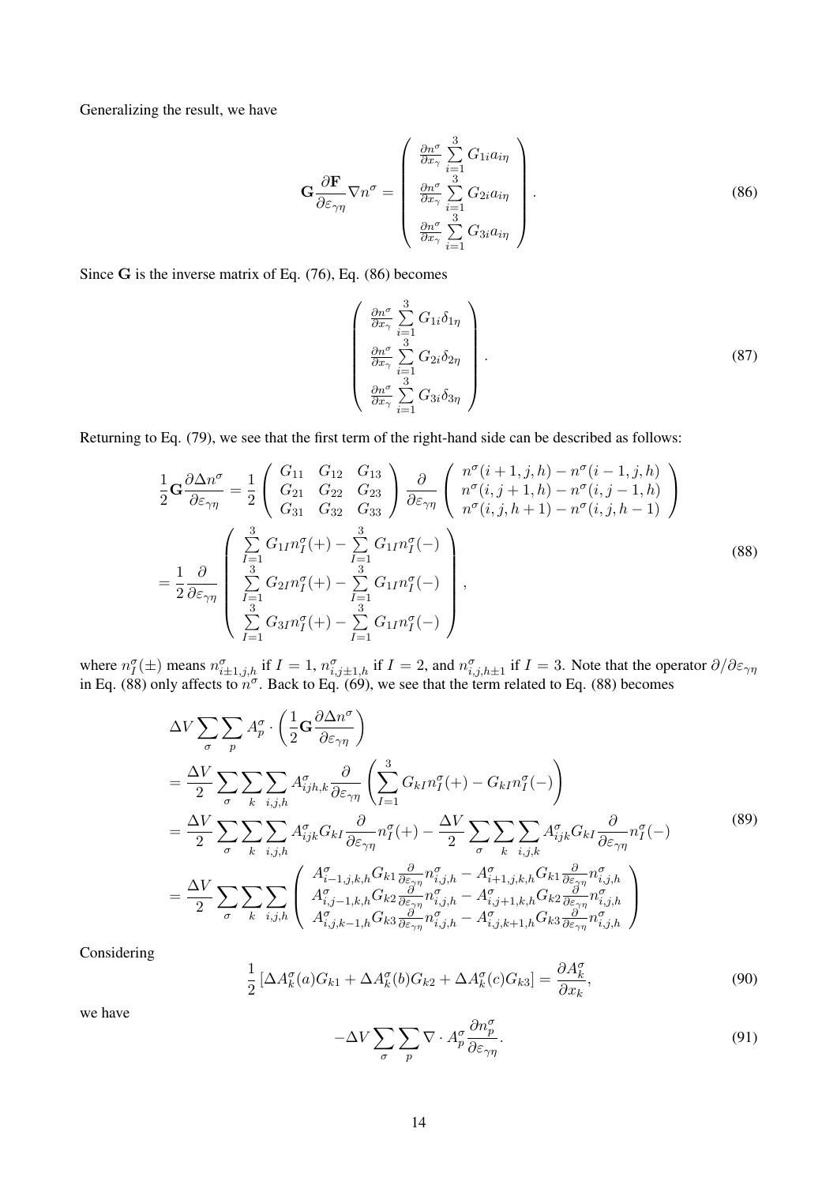Generalizing the result, we have

$$
\mathbf{G}\frac{\partial \mathbf{F}}{\partial \varepsilon_{\gamma\eta}}\nabla n^{\sigma} = \left( \begin{array}{c} \frac{\partial n^{\sigma}}{\partial x_{\gamma}} \sum\limits_{i=1}^{3} G_{1i} a_{i\eta} \\ \frac{\partial n^{\sigma}}{\partial x_{\gamma}} \sum\limits_{i=1}^{3} G_{2i} a_{i\eta} \\ \frac{\partial n^{\sigma}}{\partial x_{\gamma}} \sum\limits_{i=1}^{3} G_{3i} a_{i\eta} \end{array} \right). \tag{86}
$$

Since $\mathbf{G}$ is the inverse matrix of Eq. (76), Eq. (86) becomes

$$
\left( \begin{array}{c} \frac{\partial n^{\sigma}}{\partial x_{\gamma}} \sum\limits_{i=1}^{3} G_{1i} \delta_{1\eta} \\ \frac{\partial n^{\sigma}}{\partial x_{\gamma}} \sum\limits_{i=1}^{3} G_{2i} \delta_{2\eta} \\ \frac{\partial n^{\sigma}}{\partial x_{\gamma}} \sum\limits_{i=1}^{3} G_{3i} \delta_{3\eta} \end{array} \right). \tag{87}
$$

Returning to Eq. (79), we see that the first term of the right-hand side can be described as follows:

$$
\begin{aligned}
\frac{1}{2}\mathbf{G}\frac{\partial \Delta n^{\sigma}}{\partial \varepsilon_{\gamma\eta}} &= \frac{1}{2}\left( \begin{array}{ccc} G_{11} & G_{12} & G_{13} \\ G_{21} & G_{22} & G_{23} \\ G_{31} & G_{32} & G_{33} \end{array} \right) \frac{\partial}{\partial \varepsilon_{\gamma\eta}} \left( \begin{array}{c} n^{\sigma}(i+1,j,h) - n^{\sigma}(i-1,j,h) \\ n^{\sigma}(i,j+1,h) - n^{\sigma}(i,j-1,h) \\ n^{\sigma}(i,j,h+1) - n^{\sigma}(i,j,h-1) \end{array} \right) \\
&= \frac{1}{2}\frac{\partial}{\partial \varepsilon_{\gamma\eta}} \left( \begin{array}{c} \sum\limits_{I=1}^{3} G_{1I} n_I^{\sigma}(+) - \sum\limits_{I=1}^{3} G_{1I} n_I^{\sigma}(-) \\ \sum\limits_{I=1}^{3} G_{2I} n_I^{\sigma}(+) - \sum\limits_{I=1}^{3} G_{1I} n_I^{\sigma}(-) \\ \sum\limits_{I=1}^{3} G_{3I} n_I^{\sigma}(+) - \sum\limits_{I=1}^{3} G_{1I} n_I^{\sigma}(-) \end{array} \right),
\end{aligned} \tag{88}
$$

where $n_I^{\sigma}(\pm)$ means $n_{i\pm1,j,h}^{\sigma}$ if $I=1$, $n_{i,j\pm1,h}^{\sigma}$ if $I=2$, and $n_{i,j,h\pm1}^{\sigma}$ if $I=3$. Note that the operator $\partial/\partial\varepsilon_{\gamma\eta}$ in Eq. (88) only affects to $n^{\sigma}$. Back to Eq. (69), we see that the term related to Eq. (88) becomes

$$
\begin{aligned}
&\Delta V \sum_{\sigma}\sum_{p} A_p^{\sigma} \cdot \left( \frac{1}{2}\mathbf{G}\frac{\partial \Delta n^{\sigma}}{\partial \varepsilon_{\gamma\eta}} \right) \\
&= \frac{\Delta V}{2} \sum_{\sigma}\sum_{k}\sum_{i,j,h} A_{ijh,k}^{\sigma} \frac{\partial}{\partial \varepsilon_{\gamma\eta}} \left( \sum_{I=1}^{3} G_{kI} n_I^{\sigma}(+) - G_{kI} n_I^{\sigma}(-) \right) \\
&= \frac{\Delta V}{2} \sum_{\sigma}\sum_{k}\sum_{i,j,h} A_{ijk}^{\sigma} G_{kI} \frac{\partial}{\partial \varepsilon_{\gamma\eta}} n_I^{\sigma}(+) - \frac{\Delta V}{2} \sum_{\sigma}\sum_{k}\sum_{i,j,k} A_{ijk}^{\sigma} G_{kI} \frac{\partial}{\partial \varepsilon_{\gamma\eta}} n_I^{\sigma}(-) \\
&= \frac{\Delta V}{2} \sum_{\sigma}\sum_{k}\sum_{i,j,h} \left( \begin{array}{c} A_{i-1,j,k,h}^{\sigma} G_{k1} \frac{\partial}{\partial \varepsilon_{\gamma\eta}} n_{i,j,h}^{\sigma} - A_{i+1,j,k,h}^{\sigma} G_{k1} \frac{\partial}{\partial \varepsilon_{\gamma\eta}} n_{i,j,h}^{\sigma} \\ A_{i,j-1,k,h}^{\sigma} G_{k2} \frac{\partial}{\partial \varepsilon_{\gamma\eta}} n_{i,j,h}^{\sigma} - A_{i,j+1,k,h}^{\sigma} G_{k2} \frac{\partial}{\partial \varepsilon_{\gamma\eta}} n_{i,j,h}^{\sigma} \\ A_{i,j,k-1,h}^{\sigma} G_{k3} \frac{\partial}{\partial \varepsilon_{\gamma\eta}} n_{i,j,h}^{\sigma} - A_{i,j,k+1,h}^{\sigma} G_{k3} \frac{\partial}{\partial \varepsilon_{\gamma\eta}} n_{i,j,h}^{\sigma} \end{array} \right)
\end{aligned} \tag{89}
$$

Considering

$$
\frac{1}{2}\left[ \Delta A_k^{\sigma}(a) G_{k1} + \Delta A_k^{\sigma}(b) G_{k2} + \Delta A_k^{\sigma}(c) G_{k3} \right] = \frac{\partial A_k^{\sigma}}{\partial x_k}, \tag{90}
$$

we have

$$
-\Delta V \sum_{\sigma}\sum_{p} \nabla \cdot A_p^{\sigma} \frac{\partial n_p^{\sigma}}{\partial \varepsilon_{\gamma\eta}}. \tag{91}
$$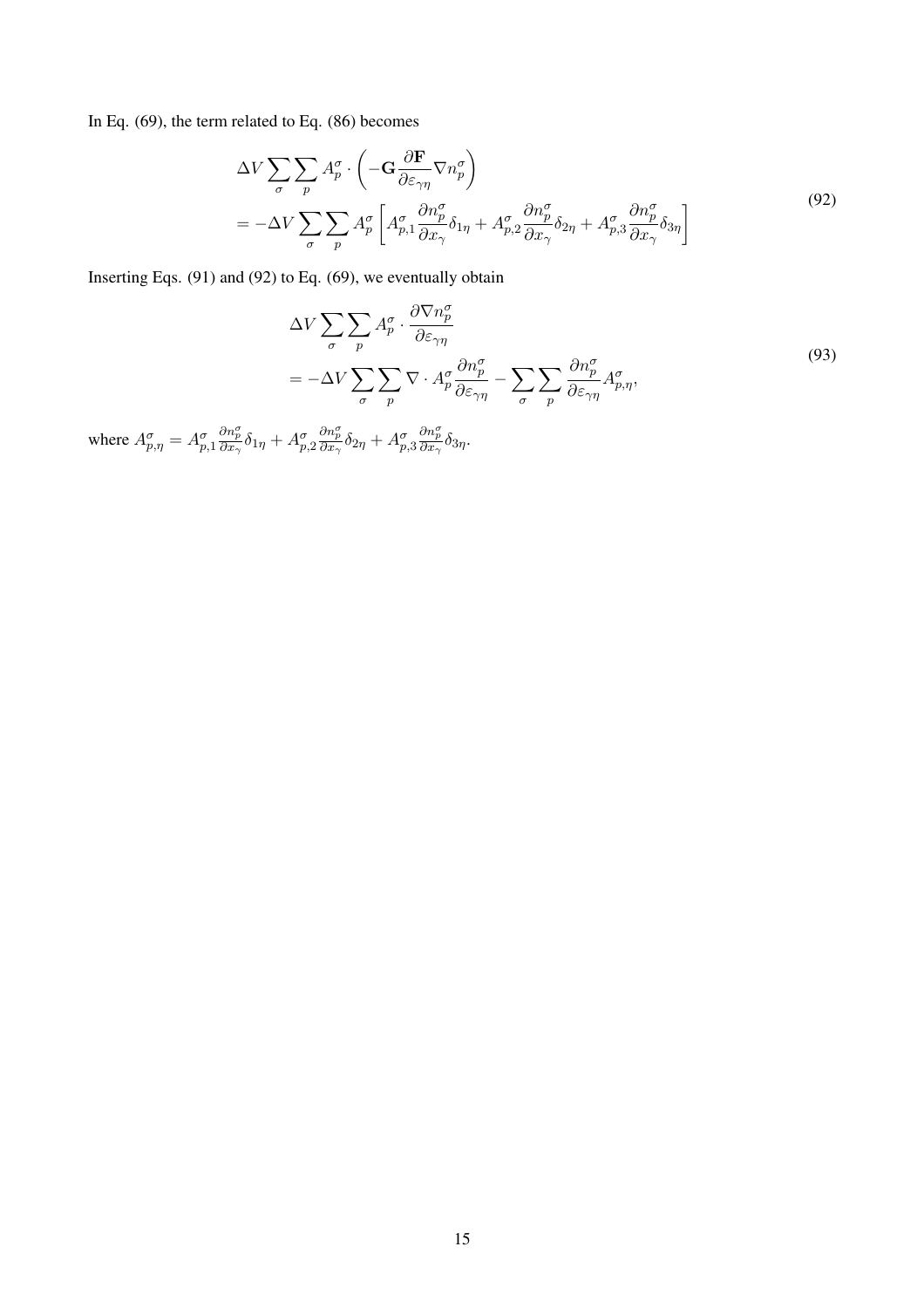In Eq. (69), the term related to Eq. (86) becomes

$$
\begin{aligned}
&\Delta V \sum_{\sigma} \sum_{p} A_p^{\sigma} \cdot \left( -\mathbf{G} \frac{\partial \mathbf{F}}{\partial \varepsilon_{\gamma\eta}} \nabla n_p^{\sigma} \right) \\
&= -\Delta V \sum_{\sigma} \sum_{p} A_p^{\sigma} \left[ A_{p,1}^{\sigma} \frac{\partial n_p^{\sigma}}{\partial x_{\gamma}} \delta_{1\eta} + A_{p,2}^{\sigma} \frac{\partial n_p^{\sigma}}{\partial x_{\gamma}} \delta_{2\eta} + A_{p,3}^{\sigma} \frac{\partial n_p^{\sigma}}{\partial x_{\gamma}} \delta_{3\eta} \right]
\end{aligned}
\tag{92}
$$

Inserting Eqs. (91) and (92) to Eq. (69), we eventually obtain

$$
\begin{aligned}
&\Delta V \sum_{\sigma} \sum_{p} A_p^{\sigma} \cdot \frac{\partial \nabla n_p^{\sigma}}{\partial \varepsilon_{\gamma\eta}} \\
&= -\Delta V \sum_{\sigma} \sum_{p} \nabla \cdot A_p^{\sigma} \frac{\partial n_p^{\sigma}}{\partial \varepsilon_{\gamma\eta}} - \sum_{\sigma} \sum_{p} \frac{\partial n_p^{\sigma}}{\partial \varepsilon_{\gamma\eta}} A_{p,\eta}^{\sigma},
\end{aligned}
\tag{93}
$$

where $A_{p,\eta}^{\sigma} = A_{p,1}^{\sigma} \frac{\partial n_p^{\sigma}}{\partial x_{\gamma}} \delta_{1\eta} + A_{p,2}^{\sigma} \frac{\partial n_p^{\sigma}}{\partial x_{\gamma}} \delta_{2\eta} + A_{p,3}^{\sigma} \frac{\partial n_p^{\sigma}}{\partial x_{\gamma}} \delta_{3\eta}$.